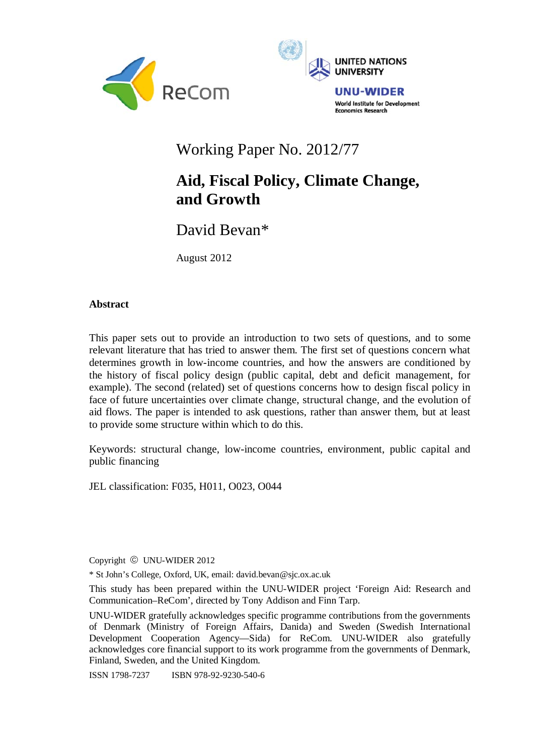Working Paper No. 2012/77

# Aid, Fiscal Policy, Climate Change, and Growth

David Bevan*

August 2012

## Abstract

This paper sets out to provide an introduction to two sets of questions, and to some relevant literature that has tried to answer them. The first set of questions concern what determines growth in low-income countries, and how the answers are conditioned by the history of fiscal policy design (public capital, debt and deficit management, for example). The second (related) set of questions concerns how to design fiscal policy in face of future uncertainties over climate change, structural change, and the evolution of aid flows. The paper is intended to ask questions, rather than answer them, but at least to provide some structure within which to do this.

Keywords: structural change, low-income countries, environment, public capital and public financing

JEL classification: F035, H011, O023, O044

Copyright © UNU-WIDER 2012

* St John's College, Oxford, UK, email: david.bevan@sjc.ox.ac.uk

This study has been prepared within the UNU-WIDER project 'Foreign Aid: Research and Communication–ReCom', directed by Tony Addison and Finn Tarp.

UNU-WIDER gratefully acknowledges specific programme contributions from the governments of Denmark (Ministry of Foreign Affairs, Danida) and Sweden (Swedish International Development Cooperation Agency—Sida) for ReCom. UNU-WIDER also gratefully acknowledges core financial support to its work programme from the governments of Denmark, Finland, Sweden, and the United Kingdom.

ISSN 1798-7237 ISBN 978-92-9230-540-6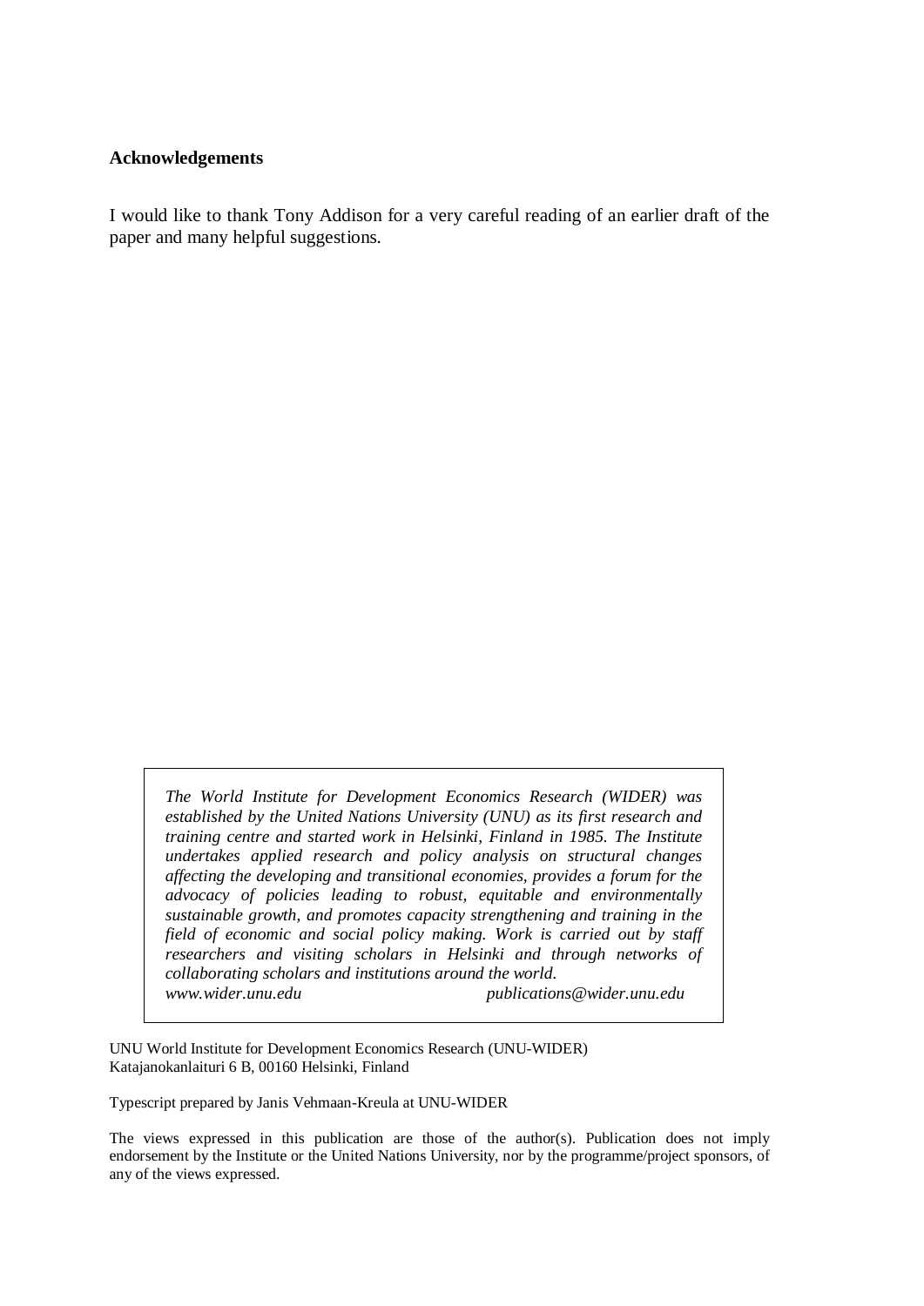**Acknowledgements**

I would like to thank Tony Addison for a very careful reading of an earlier draft of the paper and many helpful suggestions.

*The World Institute for Development Economics Research (WIDER) was established by the United Nations University (UNU) as its first research and training centre and started work in Helsinki, Finland in 1985. The Institute undertakes applied research and policy analysis on structural changes affecting the developing and transitional economies, provides a forum for the advocacy of policies leading to robust, equitable and environmentally sustainable growth, and promotes capacity strengthening and training in the field of economic and social policy making. Work is carried out by staff researchers and visiting scholars in Helsinki and through networks of collaborating scholars and institutions around the world.*

*www.wider.unu.edu* *publications@wider.unu.edu*

UNU World Institute for Development Economics Research (UNU-WIDER)
Katajanokanlaituri 6 B, 00160 Helsinki, Finland

Typescript prepared by Janis Vehmaan-Kreula at UNU-WIDER

The views expressed in this publication are those of the author(s). Publication does not imply endorsement by the Institute or the United Nations University, nor by the programme/project sponsors, of any of the views expressed.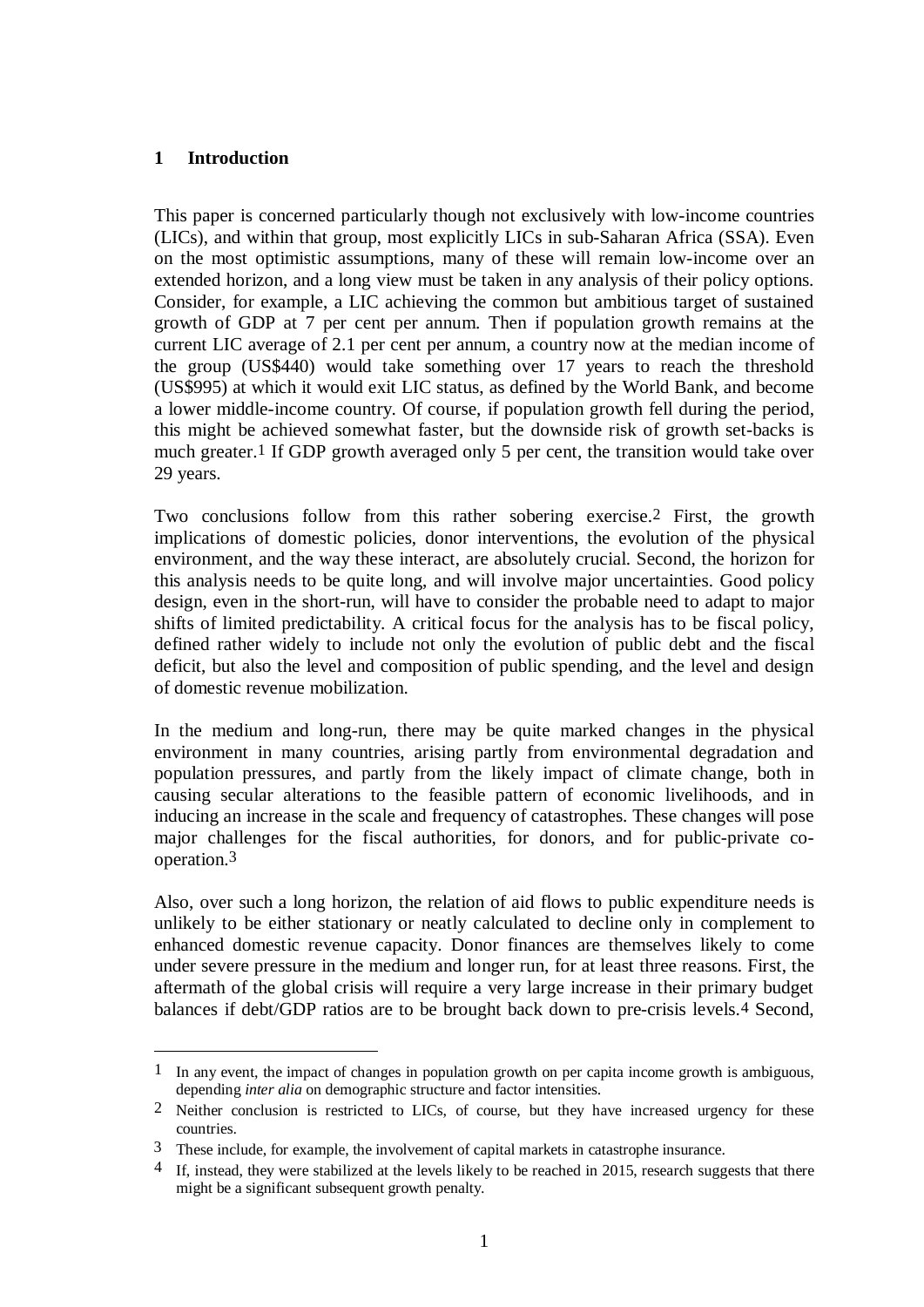## 1 Introduction

This paper is concerned particularly though not exclusively with low-income countries (LICs), and within that group, most explicitly LICs in sub-Saharan Africa (SSA). Even on the most optimistic assumptions, many of these will remain low-income over an extended horizon, and a long view must be taken in any analysis of their policy options. Consider, for example, a LIC achieving the common but ambitious target of sustained growth of GDP at 7 per cent per annum. Then if population growth remains at the current LIC average of 2.1 per cent per annum, a country now at the median income of the group (US$440) would take something over 17 years to reach the threshold (US$995) at which it would exit LIC status, as defined by the World Bank, and become a lower middle-income country. Of course, if population growth fell during the period, this might be achieved somewhat faster, but the downside risk of growth set-backs is much greater.[1] If GDP growth averaged only 5 per cent, the transition would take over 29 years.

Two conclusions follow from this rather sobering exercise.[2] First, the growth implications of domestic policies, donor interventions, the evolution of the physical environment, and the way these interact, are absolutely crucial. Second, the horizon for this analysis needs to be quite long, and will involve major uncertainties. Good policy design, even in the short-run, will have to consider the probable need to adapt to major shifts of limited predictability. A critical focus for the analysis has to be fiscal policy, defined rather widely to include not only the evolution of public debt and the fiscal deficit, but also the level and composition of public spending, and the level and design of domestic revenue mobilization.

In the medium and long-run, there may be quite marked changes in the physical environment in many countries, arising partly from environmental degradation and population pressures, and partly from the likely impact of climate change, both in causing secular alterations to the feasible pattern of economic livelihoods, and in inducing an increase in the scale and frequency of catastrophes. These changes will pose major challenges for the fiscal authorities, for donors, and for public-private co-operation.[3]

Also, over such a long horizon, the relation of aid flows to public expenditure needs is unlikely to be either stationary or neatly calculated to decline only in complement to enhanced domestic revenue capacity. Donor finances are themselves likely to come under severe pressure in the medium and longer run, for at least three reasons. First, the aftermath of the global crisis will require a very large increase in their primary budget balances if debt/GDP ratios are to be brought back down to pre-crisis levels.[4] Second,

---

[1] In any event, the impact of changes in population growth on per capita income growth is ambiguous, depending *inter alia* on demographic structure and factor intensities.

[2] Neither conclusion is restricted to LICs, of course, but they have increased urgency for these countries.

[3] These include, for example, the involvement of capital markets in catastrophe insurance.

[4] If, instead, they were stabilized at the levels likely to be reached in 2015, research suggests that there might be a significant subsequent growth penalty.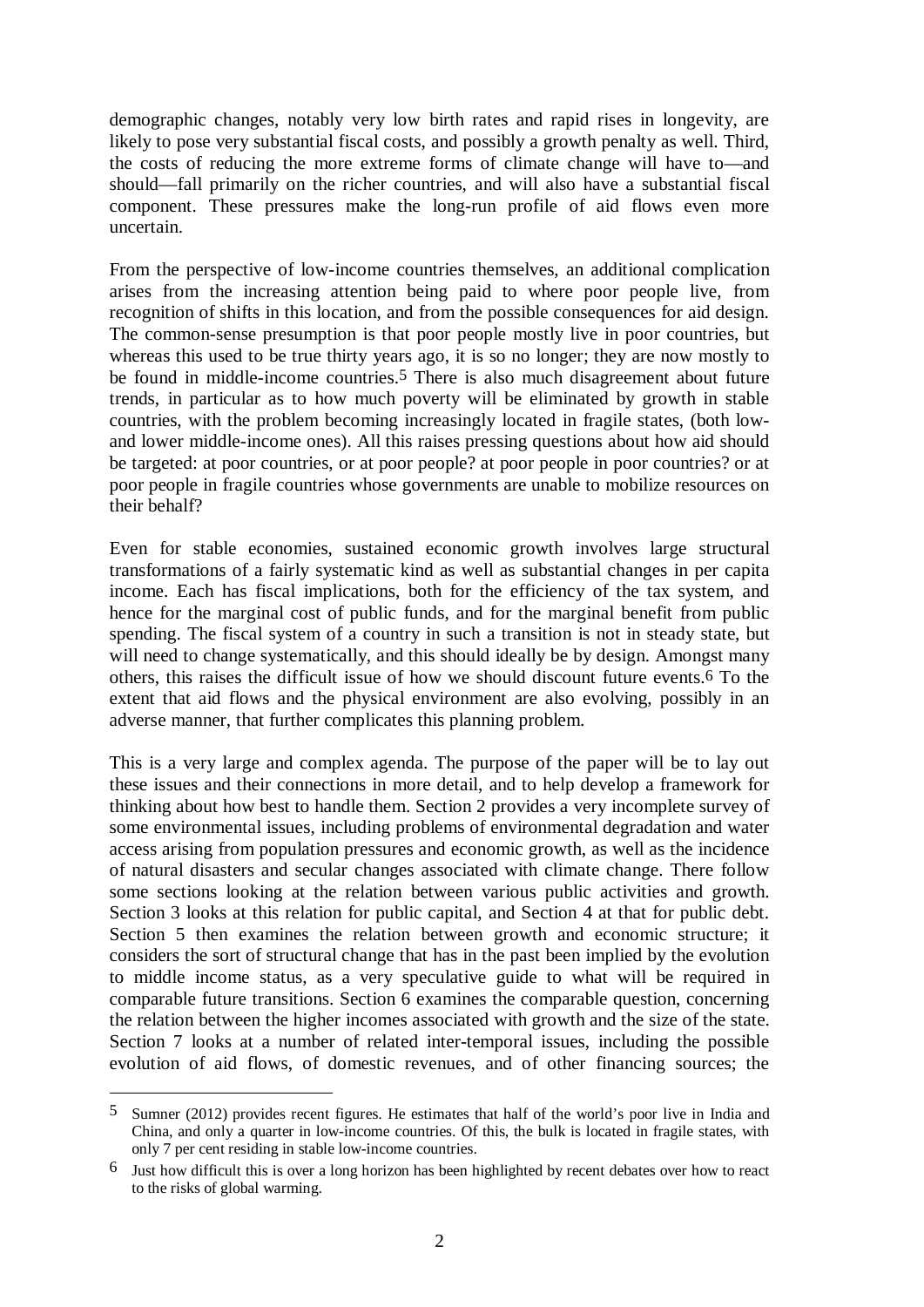demographic changes, notably very low birth rates and rapid rises in longevity, are likely to pose very substantial fiscal costs, and possibly a growth penalty as well. Third, the costs of reducing the more extreme forms of climate change will have to—and should—fall primarily on the richer countries, and will also have a substantial fiscal component. These pressures make the long-run profile of aid flows even more uncertain.

From the perspective of low-income countries themselves, an additional complication arises from the increasing attention being paid to where poor people live, from recognition of shifts in this location, and from the possible consequences for aid design. The common-sense presumption is that poor people mostly live in poor countries, but whereas this used to be true thirty years ago, it is so no longer; they are now mostly to be found in middle-income countries.[5] There is also much disagreement about future trends, in particular as to how much poverty will be eliminated by growth in stable countries, with the problem becoming increasingly located in fragile states, (both low- and lower middle-income ones). All this raises pressing questions about how aid should be targeted: at poor countries, or at poor people? at poor people in poor countries? or at poor people in fragile countries whose governments are unable to mobilize resources on their behalf?

Even for stable economies, sustained economic growth involves large structural transformations of a fairly systematic kind as well as substantial changes in per capita income. Each has fiscal implications, both for the efficiency of the tax system, and hence for the marginal cost of public funds, and for the marginal benefit from public spending. The fiscal system of a country in such a transition is not in steady state, but will need to change systematically, and this should ideally be by design. Amongst many others, this raises the difficult issue of how we should discount future events.[6] To the extent that aid flows and the physical environment are also evolving, possibly in an adverse manner, that further complicates this planning problem.

This is a very large and complex agenda. The purpose of the paper will be to lay out these issues and their connections in more detail, and to help develop a framework for thinking about how best to handle them. Section 2 provides a very incomplete survey of some environmental issues, including problems of environmental degradation and water access arising from population pressures and economic growth, as well as the incidence of natural disasters and secular changes associated with climate change. There follow some sections looking at the relation between various public activities and growth. Section 3 looks at this relation for public capital, and Section 4 at that for public debt. Section 5 then examines the relation between growth and economic structure; it considers the sort of structural change that has in the past been implied by the evolution to middle income status, as a very speculative guide to what will be required in comparable future transitions. Section 6 examines the comparable question, concerning the relation between the higher incomes associated with growth and the size of the state. Section 7 looks at a number of related inter-temporal issues, including the possible evolution of aid flows, of domestic revenues, and of other financing sources; the

---

[5] Sumner (2012) provides recent figures. He estimates that half of the world's poor live in India and China, and only a quarter in low-income countries. Of this, the bulk is located in fragile states, with only 7 per cent residing in stable low-income countries.

[6] Just how difficult this is over a long horizon has been highlighted by recent debates over how to react to the risks of global warming.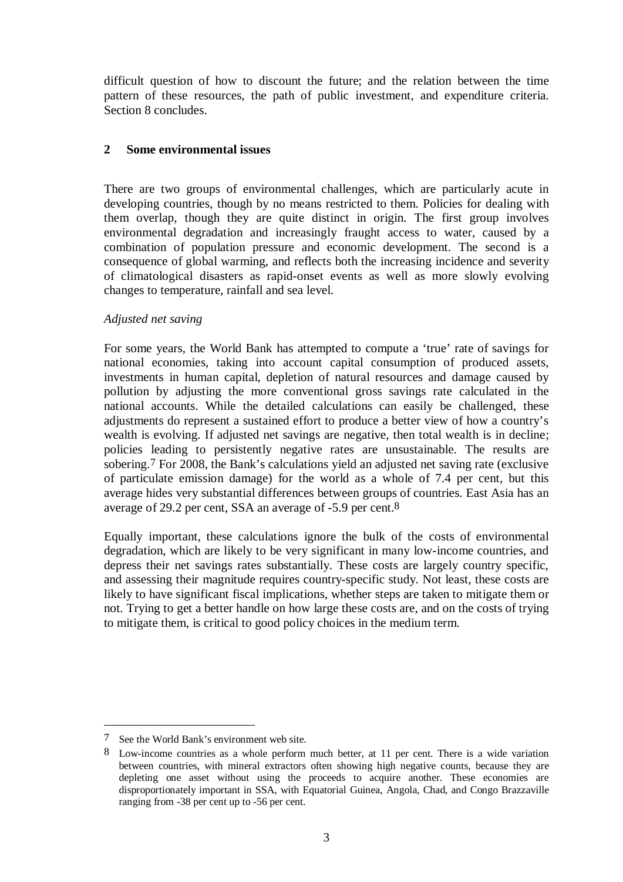difficult question of how to discount the future; and the relation between the time pattern of these resources, the path of public investment, and expenditure criteria. Section 8 concludes.

## 2 Some environmental issues

There are two groups of environmental challenges, which are particularly acute in developing countries, though by no means restricted to them. Policies for dealing with them overlap, though they are quite distinct in origin. The first group involves environmental degradation and increasingly fraught access to water, caused by a combination of population pressure and economic development. The second is a consequence of global warming, and reflects both the increasing incidence and severity of climatological disasters as rapid-onset events as well as more slowly evolving changes to temperature, rainfall and sea level.

*Adjusted net saving*

For some years, the World Bank has attempted to compute a 'true' rate of savings for national economies, taking into account capital consumption of produced assets, investments in human capital, depletion of natural resources and damage caused by pollution by adjusting the more conventional gross savings rate calculated in the national accounts. While the detailed calculations can easily be challenged, these adjustments do represent a sustained effort to produce a better view of how a country's wealth is evolving. If adjusted net savings are negative, then total wealth is in decline; policies leading to persistently negative rates are unsustainable. The results are sobering.[7] For 2008, the Bank's calculations yield an adjusted net saving rate (exclusive of particulate emission damage) for the world as a whole of 7.4 per cent, but this average hides very substantial differences between groups of countries. East Asia has an average of 29.2 per cent, SSA an average of -5.9 per cent.[8]

Equally important, these calculations ignore the bulk of the costs of environmental degradation, which are likely to be very significant in many low-income countries, and depress their net savings rates substantially. These costs are largely country specific, and assessing their magnitude requires country-specific study. Not least, these costs are likely to have significant fiscal implications, whether steps are taken to mitigate them or not. Trying to get a better handle on how large these costs are, and on the costs of trying to mitigate them, is critical to good policy choices in the medium term.

---

[7] See the World Bank's environment web site.

[8] Low-income countries as a whole perform much better, at 11 per cent. There is a wide variation between countries, with mineral extractors often showing high negative counts, because they are depleting one asset without using the proceeds to acquire another. These economies are disproportionately important in SSA, with Equatorial Guinea, Angola, Chad, and Congo Brazzaville ranging from -38 per cent up to -56 per cent.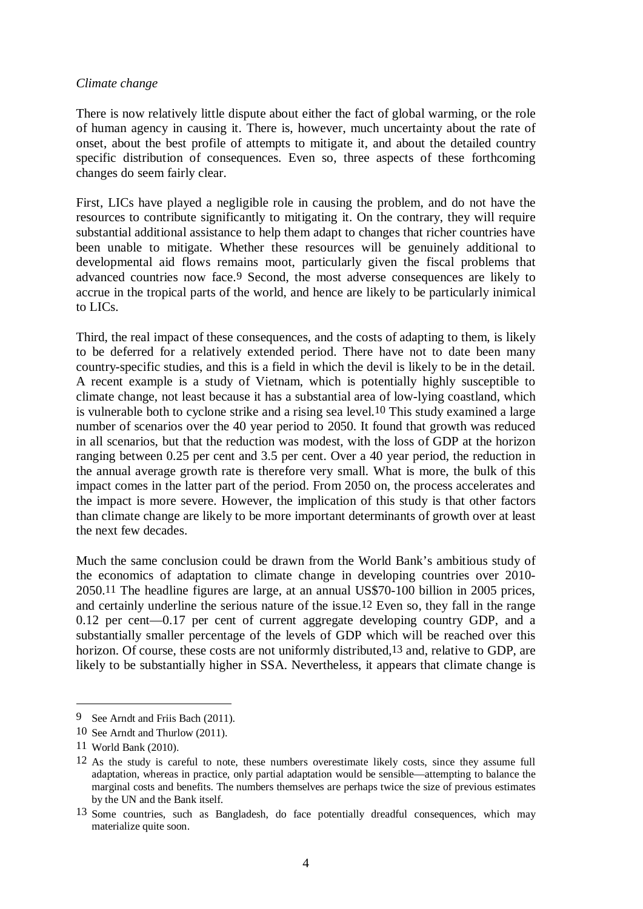*Climate change*

There is now relatively little dispute about either the fact of global warming, or the role of human agency in causing it. There is, however, much uncertainty about the rate of onset, about the best profile of attempts to mitigate it, and about the detailed country specific distribution of consequences. Even so, three aspects of these forthcoming changes do seem fairly clear.

First, LICs have played a negligible role in causing the problem, and do not have the resources to contribute significantly to mitigating it. On the contrary, they will require substantial additional assistance to help them adapt to changes that richer countries have been unable to mitigate. Whether these resources will be genuinely additional to developmental aid flows remains moot, particularly given the fiscal problems that advanced countries now face.[9] Second, the most adverse consequences are likely to accrue in the tropical parts of the world, and hence are likely to be particularly inimical to LICs.

Third, the real impact of these consequences, and the costs of adapting to them, is likely to be deferred for a relatively extended period. There have not to date been many country-specific studies, and this is a field in which the devil is likely to be in the detail. A recent example is a study of Vietnam, which is potentially highly susceptible to climate change, not least because it has a substantial area of low-lying coastland, which is vulnerable both to cyclone strike and a rising sea level.[10] This study examined a large number of scenarios over the 40 year period to 2050. It found that growth was reduced in all scenarios, but that the reduction was modest, with the loss of GDP at the horizon ranging between 0.25 per cent and 3.5 per cent. Over a 40 year period, the reduction in the annual average growth rate is therefore very small. What is more, the bulk of this impact comes in the latter part of the period. From 2050 on, the process accelerates and the impact is more severe. However, the implication of this study is that other factors than climate change are likely to be more important determinants of growth over at least the next few decades.

Much the same conclusion could be drawn from the World Bank's ambitious study of the economics of adaptation to climate change in developing countries over 2010-2050.[11] The headline figures are large, at an annual US$70-100 billion in 2005 prices, and certainly underline the serious nature of the issue.[12] Even so, they fall in the range 0.12 per cent—0.17 per cent of current aggregate developing country GDP, and a substantially smaller percentage of the levels of GDP which will be reached over this horizon. Of course, these costs are not uniformly distributed,[13] and, relative to GDP, are likely to be substantially higher in SSA. Nevertheless, it appears that climate change is

---

[9] See Arndt and Friis Bach (2011).

[10] See Arndt and Thurlow (2011).

[11] World Bank (2010).

[12] As the study is careful to note, these numbers overestimate likely costs, since they assume full adaptation, whereas in practice, only partial adaptation would be sensible—attempting to balance the marginal costs and benefits. The numbers themselves are perhaps twice the size of previous estimates by the UN and the Bank itself.

[13] Some countries, such as Bangladesh, do face potentially dreadful consequences, which may materialize quite soon.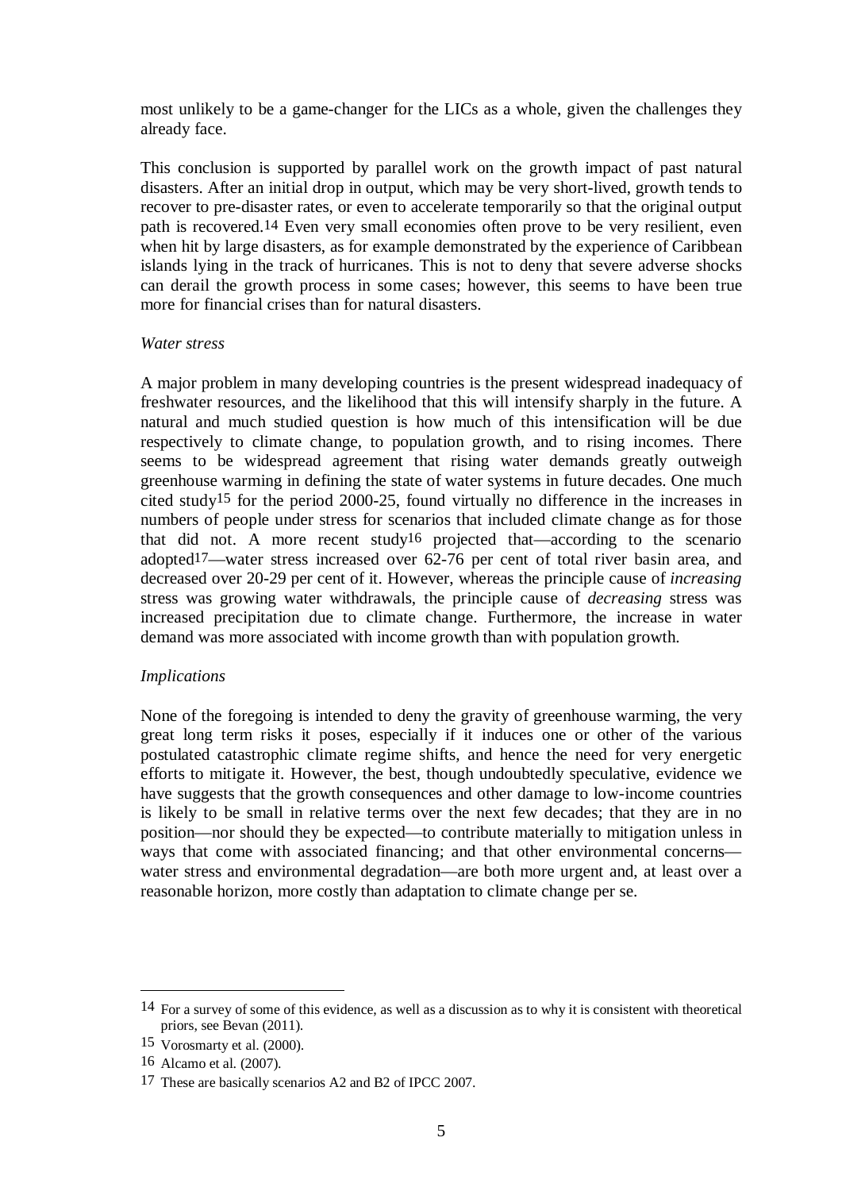most unlikely to be a game-changer for the LICs as a whole, given the challenges they already face.

This conclusion is supported by parallel work on the growth impact of past natural disasters. After an initial drop in output, which may be very short-lived, growth tends to recover to pre-disaster rates, or even to accelerate temporarily so that the original output path is recovered.[14] Even very small economies often prove to be very resilient, even when hit by large disasters, as for example demonstrated by the experience of Caribbean islands lying in the track of hurricanes. This is not to deny that severe adverse shocks can derail the growth process in some cases; however, this seems to have been true more for financial crises than for natural disasters.

*Water stress*

A major problem in many developing countries is the present widespread inadequacy of freshwater resources, and the likelihood that this will intensify sharply in the future. A natural and much studied question is how much of this intensification will be due respectively to climate change, to population growth, and to rising incomes. There seems to be widespread agreement that rising water demands greatly outweigh greenhouse warming in defining the state of water systems in future decades. One much cited study[15] for the period 2000-25, found virtually no difference in the increases in numbers of people under stress for scenarios that included climate change as for those that did not. A more recent study[16] projected that—according to the scenario adopted[17]—water stress increased over 62-76 per cent of total river basin area, and decreased over 20-29 per cent of it. However, whereas the principle cause of *increasing* stress was growing water withdrawals, the principle cause of *decreasing* stress was increased precipitation due to climate change. Furthermore, the increase in water demand was more associated with income growth than with population growth.

*Implications*

None of the foregoing is intended to deny the gravity of greenhouse warming, the very great long term risks it poses, especially if it induces one or other of the various postulated catastrophic climate regime shifts, and hence the need for very energetic efforts to mitigate it. However, the best, though undoubtedly speculative, evidence we have suggests that the growth consequences and other damage to low-income countries is likely to be small in relative terms over the next few decades; that they are in no position—nor should they be expected—to contribute materially to mitigation unless in ways that come with associated financing; and that other environmental concerns—water stress and environmental degradation—are both more urgent and, at least over a reasonable horizon, more costly than adaptation to climate change per se.

---

[14] For a survey of some of this evidence, as well as a discussion as to why it is consistent with theoretical priors, see Bevan (2011).

[15] Vorosmarty et al. (2000).

[16] Alcamo et al. (2007).

[17] These are basically scenarios A2 and B2 of IPCC 2007.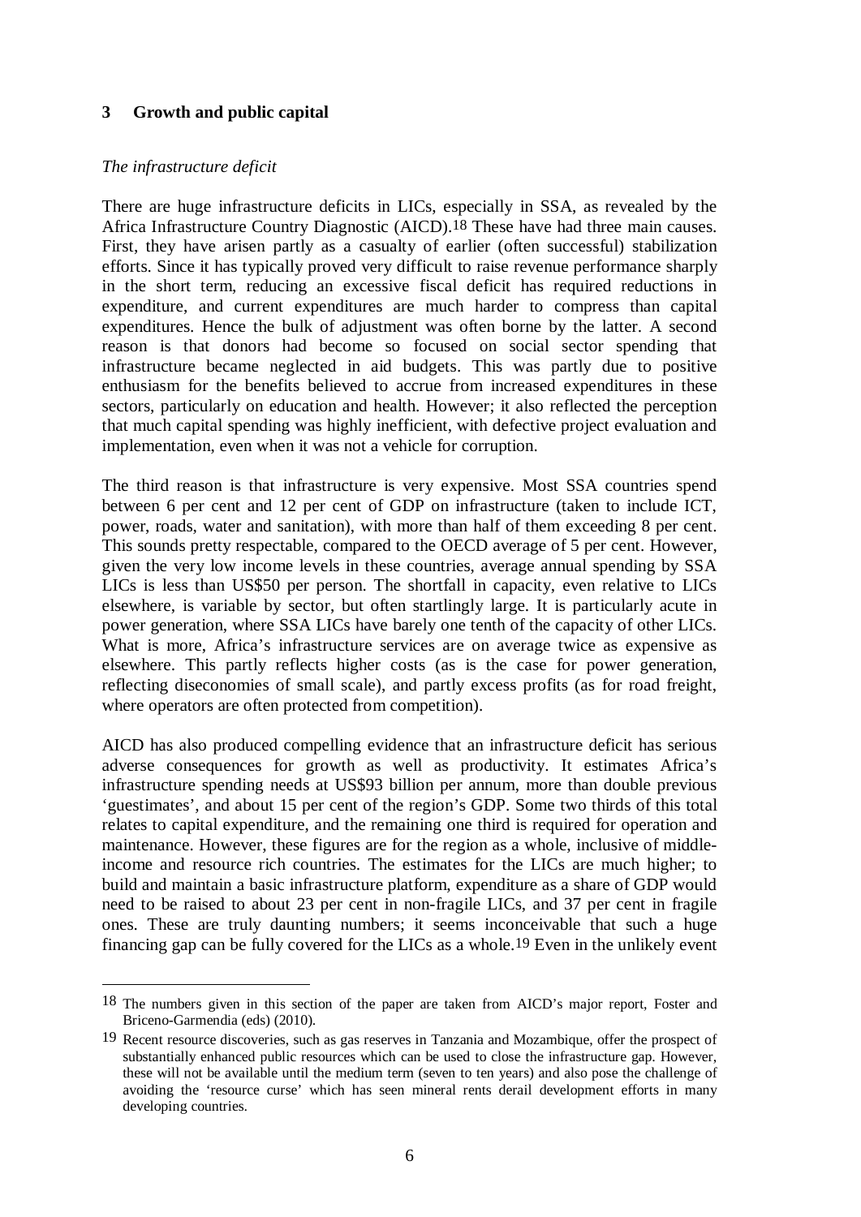## 3 Growth and public capital

*The infrastructure deficit*

There are huge infrastructure deficits in LICs, especially in SSA, as revealed by the Africa Infrastructure Country Diagnostic (AICD).[18] These have had three main causes. First, they have arisen partly as a casualty of earlier (often successful) stabilization efforts. Since it has typically proved very difficult to raise revenue performance sharply in the short term, reducing an excessive fiscal deficit has required reductions in expenditure, and current expenditures are much harder to compress than capital expenditures. Hence the bulk of adjustment was often borne by the latter. A second reason is that donors had become so focused on social sector spending that infrastructure became neglected in aid budgets. This was partly due to positive enthusiasm for the benefits believed to accrue from increased expenditures in these sectors, particularly on education and health. However; it also reflected the perception that much capital spending was highly inefficient, with defective project evaluation and implementation, even when it was not a vehicle for corruption.

The third reason is that infrastructure is very expensive. Most SSA countries spend between 6 per cent and 12 per cent of GDP on infrastructure (taken to include ICT, power, roads, water and sanitation), with more than half of them exceeding 8 per cent. This sounds pretty respectable, compared to the OECD average of 5 per cent. However, given the very low income levels in these countries, average annual spending by SSA LICs is less than US$50 per person. The shortfall in capacity, even relative to LICs elsewhere, is variable by sector, but often startlingly large. It is particularly acute in power generation, where SSA LICs have barely one tenth of the capacity of other LICs. What is more, Africa's infrastructure services are on average twice as expensive as elsewhere. This partly reflects higher costs (as is the case for power generation, reflecting diseconomies of small scale), and partly excess profits (as for road freight, where operators are often protected from competition).

AICD has also produced compelling evidence that an infrastructure deficit has serious adverse consequences for growth as well as productivity. It estimates Africa's infrastructure spending needs at US$93 billion per annum, more than double previous 'guestimates', and about 15 per cent of the region's GDP. Some two thirds of this total relates to capital expenditure, and the remaining one third is required for operation and maintenance. However, these figures are for the region as a whole, inclusive of middle-income and resource rich countries. The estimates for the LICs are much higher; to build and maintain a basic infrastructure platform, expenditure as a share of GDP would need to be raised to about 23 per cent in non-fragile LICs, and 37 per cent in fragile ones. These are truly daunting numbers; it seems inconceivable that such a huge financing gap can be fully covered for the LICs as a whole.[19] Even in the unlikely event

---

[18] The numbers given in this section of the paper are taken from AICD's major report, Foster and Briceno-Garmendia (eds) (2010).

[19] Recent resource discoveries, such as gas reserves in Tanzania and Mozambique, offer the prospect of substantially enhanced public resources which can be used to close the infrastructure gap. However, these will not be available until the medium term (seven to ten years) and also pose the challenge of avoiding the 'resource curse' which has seen mineral rents derail development efforts in many developing countries.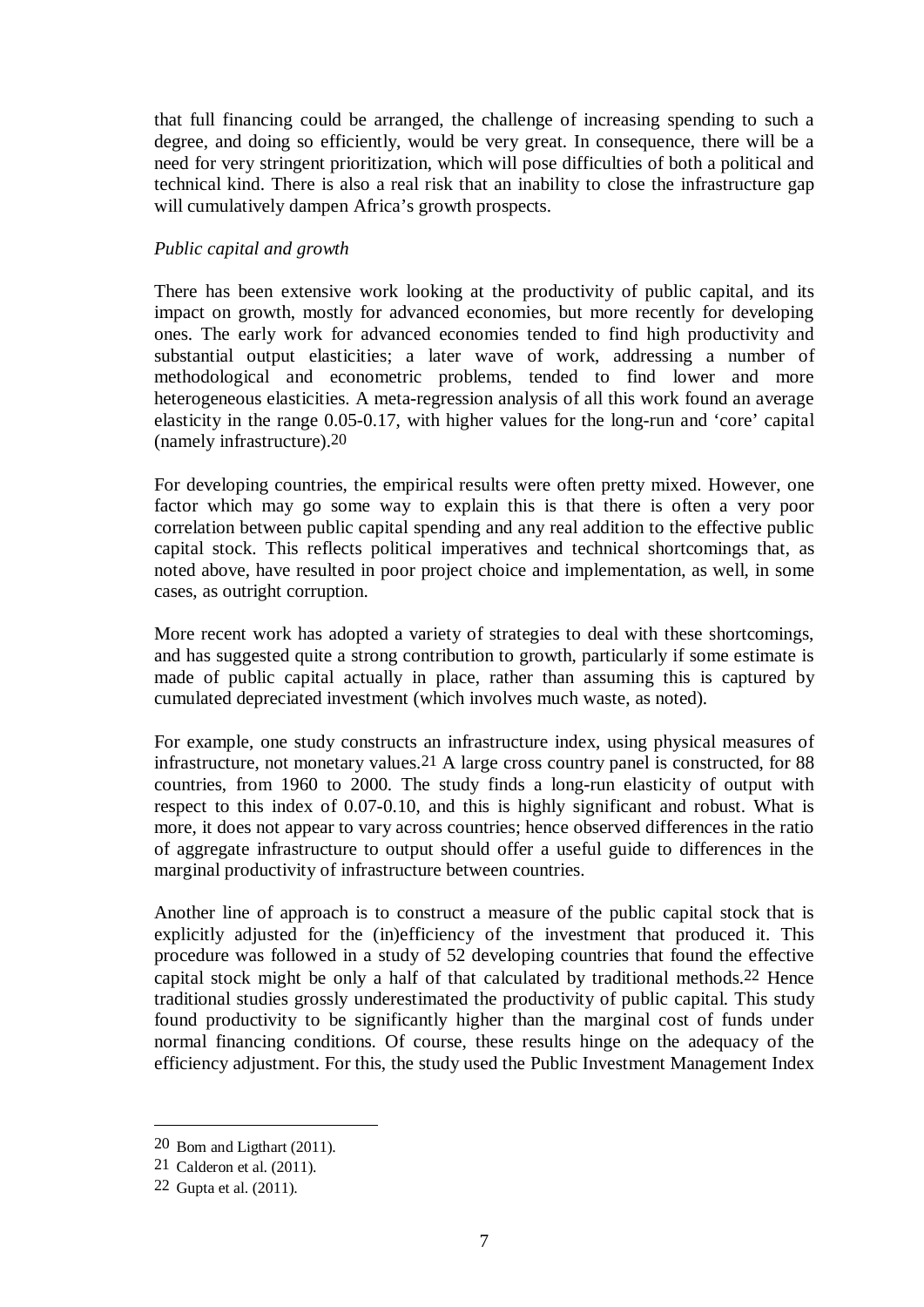that full financing could be arranged, the challenge of increasing spending to such a degree, and doing so efficiently, would be very great. In consequence, there will be a need for very stringent prioritization, which will pose difficulties of both a political and technical kind. There is also a real risk that an inability to close the infrastructure gap will cumulatively dampen Africa's growth prospects.

*Public capital and growth*

There has been extensive work looking at the productivity of public capital, and its impact on growth, mostly for advanced economies, but more recently for developing ones. The early work for advanced economies tended to find high productivity and substantial output elasticities; a later wave of work, addressing a number of methodological and econometric problems, tended to find lower and more heterogeneous elasticities. A meta-regression analysis of all this work found an average elasticity in the range 0.05-0.17, with higher values for the long-run and 'core' capital (namely infrastructure).[20]

For developing countries, the empirical results were often pretty mixed. However, one factor which may go some way to explain this is that there is often a very poor correlation between public capital spending and any real addition to the effective public capital stock. This reflects political imperatives and technical shortcomings that, as noted above, have resulted in poor project choice and implementation, as well, in some cases, as outright corruption.

More recent work has adopted a variety of strategies to deal with these shortcomings, and has suggested quite a strong contribution to growth, particularly if some estimate is made of public capital actually in place, rather than assuming this is captured by cumulated depreciated investment (which involves much waste, as noted).

For example, one study constructs an infrastructure index, using physical measures of infrastructure, not monetary values.[21] A large cross country panel is constructed, for 88 countries, from 1960 to 2000. The study finds a long-run elasticity of output with respect to this index of 0.07-0.10, and this is highly significant and robust. What is more, it does not appear to vary across countries; hence observed differences in the ratio of aggregate infrastructure to output should offer a useful guide to differences in the marginal productivity of infrastructure between countries.

Another line of approach is to construct a measure of the public capital stock that is explicitly adjusted for the (in)efficiency of the investment that produced it. This procedure was followed in a study of 52 developing countries that found the effective capital stock might be only a half of that calculated by traditional methods.[22] Hence traditional studies grossly underestimated the productivity of public capital. This study found productivity to be significantly higher than the marginal cost of funds under normal financing conditions. Of course, these results hinge on the adequacy of the efficiency adjustment. For this, the study used the Public Investment Management Index

---

[20] Bom and Ligthart (2011).

[21] Calderon et al. (2011).

[22] Gupta et al. (2011).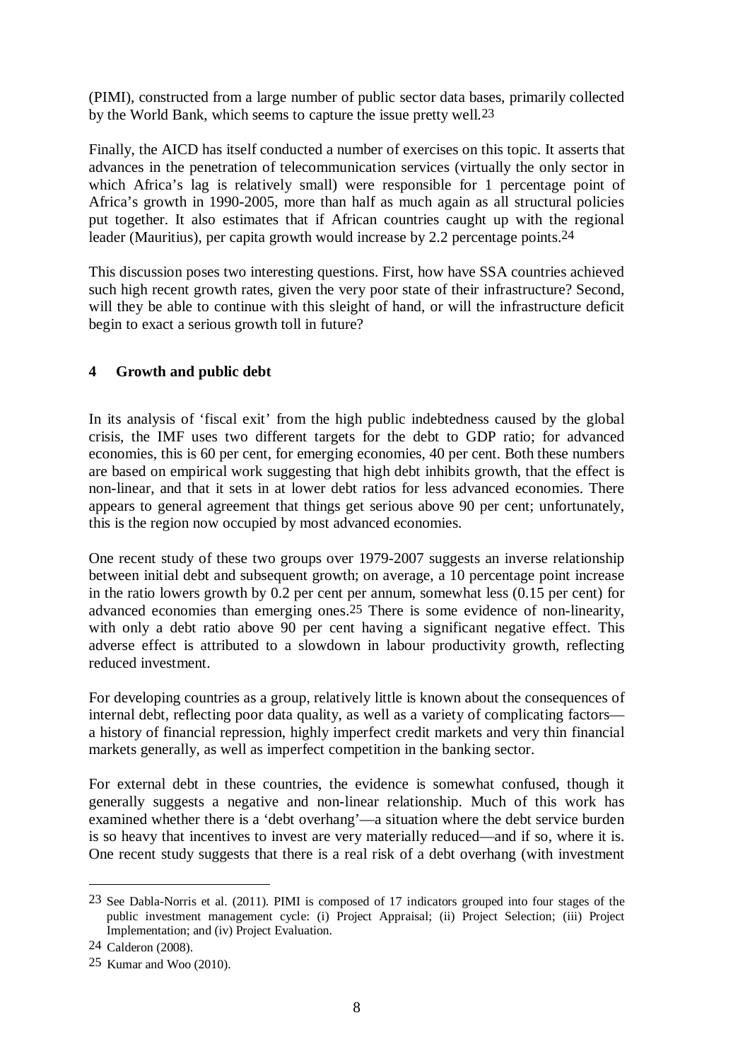(PIMI), constructed from a large number of public sector data bases, primarily collected by the World Bank, which seems to capture the issue pretty well.[23]

Finally, the AICD has itself conducted a number of exercises on this topic. It asserts that advances in the penetration of telecommunication services (virtually the only sector in which Africa's lag is relatively small) were responsible for 1 percentage point of Africa's growth in 1990-2005, more than half as much again as all structural policies put together. It also estimates that if African countries caught up with the regional leader (Mauritius), per capita growth would increase by 2.2 percentage points.[24]

This discussion poses two interesting questions. First, how have SSA countries achieved such high recent growth rates, given the very poor state of their infrastructure? Second, will they be able to continue with this sleight of hand, or will the infrastructure deficit begin to exact a serious growth toll in future?

## 4 Growth and public debt

In its analysis of 'fiscal exit' from the high public indebtedness caused by the global crisis, the IMF uses two different targets for the debt to GDP ratio; for advanced economies, this is 60 per cent, for emerging economies, 40 per cent. Both these numbers are based on empirical work suggesting that high debt inhibits growth, that the effect is non-linear, and that it sets in at lower debt ratios for less advanced economies. There appears to general agreement that things get serious above 90 per cent; unfortunately, this is the region now occupied by most advanced economies.

One recent study of these two groups over 1979-2007 suggests an inverse relationship between initial debt and subsequent growth; on average, a 10 percentage point increase in the ratio lowers growth by 0.2 per cent per annum, somewhat less (0.15 per cent) for advanced economies than emerging ones.[25] There is some evidence of non-linearity, with only a debt ratio above 90 per cent having a significant negative effect. This adverse effect is attributed to a slowdown in labour productivity growth, reflecting reduced investment.

For developing countries as a group, relatively little is known about the consequences of internal debt, reflecting poor data quality, as well as a variety of complicating factors—a history of financial repression, highly imperfect credit markets and very thin financial markets generally, as well as imperfect competition in the banking sector.

For external debt in these countries, the evidence is somewhat confused, though it generally suggests a negative and non-linear relationship. Much of this work has examined whether there is a 'debt overhang'—a situation where the debt service burden is so heavy that incentives to invest are very materially reduced—and if so, where it is. One recent study suggests that there is a real risk of a debt overhang (with investment

---

[23] See Dabla-Norris et al. (2011). PIMI is composed of 17 indicators grouped into four stages of the public investment management cycle: (i) Project Appraisal; (ii) Project Selection; (iii) Project Implementation; and (iv) Project Evaluation.

[24] Calderon (2008).

[25] Kumar and Woo (2010).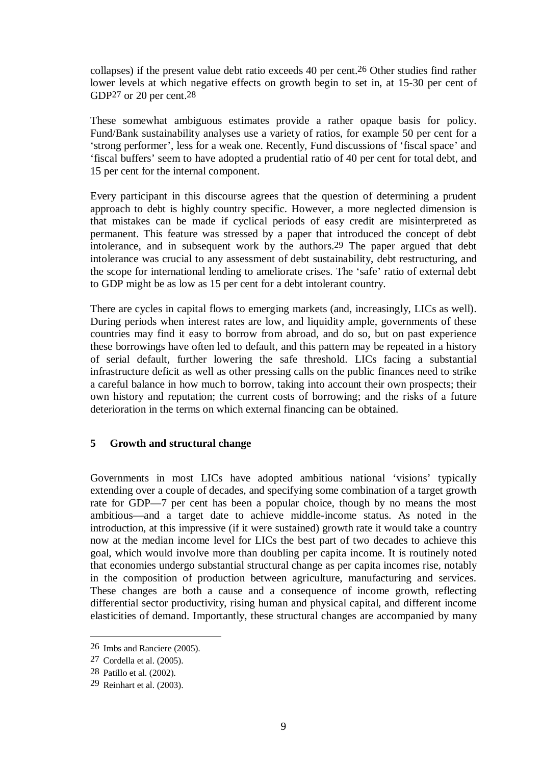collapses) if the present value debt ratio exceeds 40 per cent.[26] Other studies find rather lower levels at which negative effects on growth begin to set in, at 15-30 per cent of GDP[27] or 20 per cent.[28]

These somewhat ambiguous estimates provide a rather opaque basis for policy. Fund/Bank sustainability analyses use a variety of ratios, for example 50 per cent for a 'strong performer', less for a weak one. Recently, Fund discussions of 'fiscal space' and 'fiscal buffers' seem to have adopted a prudential ratio of 40 per cent for total debt, and 15 per cent for the internal component.

Every participant in this discourse agrees that the question of determining a prudent approach to debt is highly country specific. However, a more neglected dimension is that mistakes can be made if cyclical periods of easy credit are misinterpreted as permanent. This feature was stressed by a paper that introduced the concept of debt intolerance, and in subsequent work by the authors.[29] The paper argued that debt intolerance was crucial to any assessment of debt sustainability, debt restructuring, and the scope for international lending to ameliorate crises. The 'safe' ratio of external debt to GDP might be as low as 15 per cent for a debt intolerant country.

There are cycles in capital flows to emerging markets (and, increasingly, LICs as well). During periods when interest rates are low, and liquidity ample, governments of these countries may find it easy to borrow from abroad, and do so, but on past experience these borrowings have often led to default, and this pattern may be repeated in a history of serial default, further lowering the safe threshold. LICs facing a substantial infrastructure deficit as well as other pressing calls on the public finances need to strike a careful balance in how much to borrow, taking into account their own prospects; their own history and reputation; the current costs of borrowing; and the risks of a future deterioration in the terms on which external financing can be obtained.

## 5 Growth and structural change

Governments in most LICs have adopted ambitious national 'visions' typically extending over a couple of decades, and specifying some combination of a target growth rate for GDP—7 per cent has been a popular choice, though by no means the most ambitious—and a target date to achieve middle-income status. As noted in the introduction, at this impressive (if it were sustained) growth rate it would take a country now at the median income level for LICs the best part of two decades to achieve this goal, which would involve more than doubling per capita income. It is routinely noted that economies undergo substantial structural change as per capita incomes rise, notably in the composition of production between agriculture, manufacturing and services. These changes are both a cause and a consequence of income growth, reflecting differential sector productivity, rising human and physical capital, and different income elasticities of demand. Importantly, these structural changes are accompanied by many

---

[26] Imbs and Ranciere (2005).

[27] Cordella et al. (2005).

[28] Patillo et al. (2002).

[29] Reinhart et al. (2003).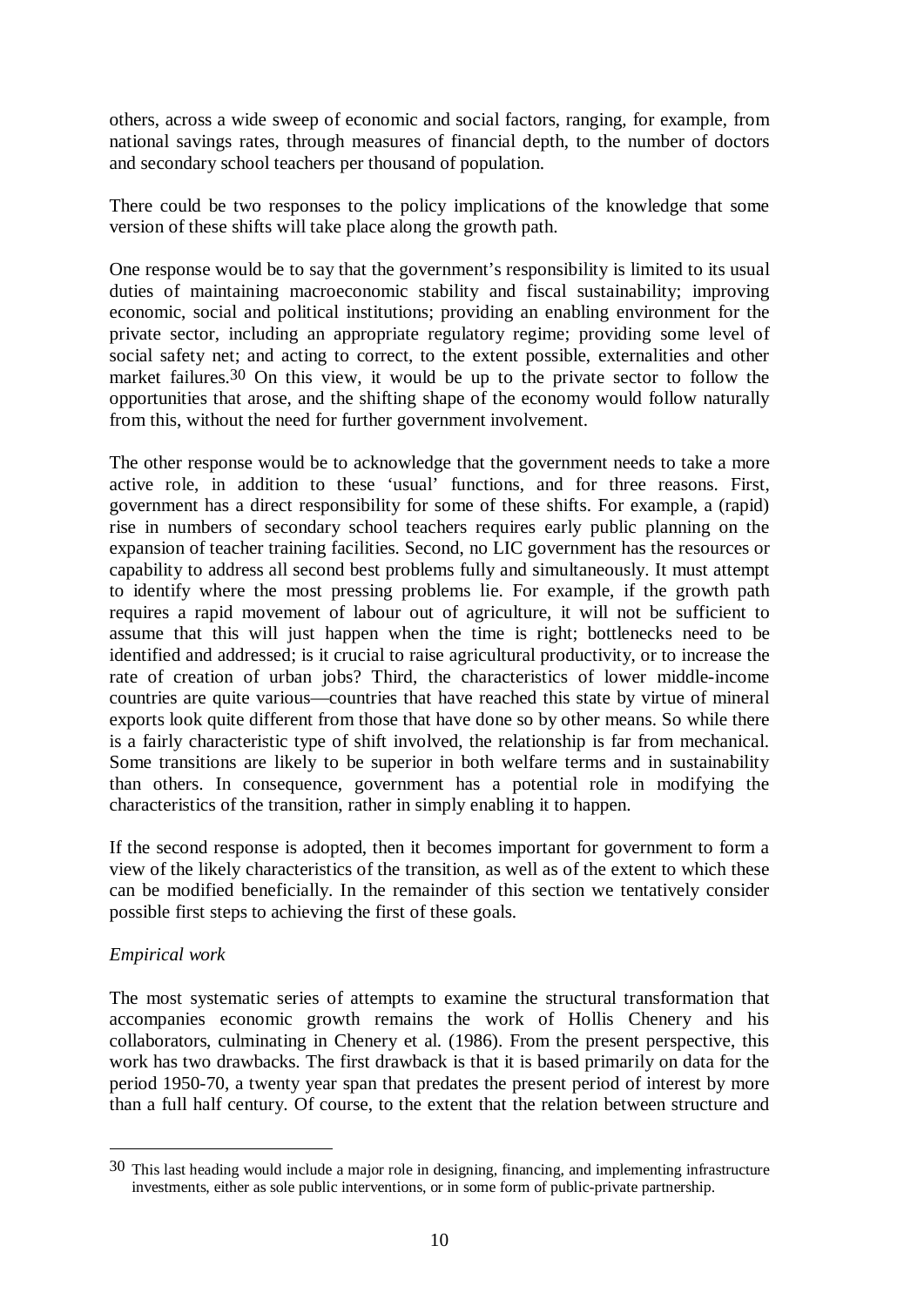others, across a wide sweep of economic and social factors, ranging, for example, from national savings rates, through measures of financial depth, to the number of doctors and secondary school teachers per thousand of population.

There could be two responses to the policy implications of the knowledge that some version of these shifts will take place along the growth path.

One response would be to say that the government's responsibility is limited to its usual duties of maintaining macroeconomic stability and fiscal sustainability; improving economic, social and political institutions; providing an enabling environment for the private sector, including an appropriate regulatory regime; providing some level of social safety net; and acting to correct, to the extent possible, externalities and other market failures.[30] On this view, it would be up to the private sector to follow the opportunities that arose, and the shifting shape of the economy would follow naturally from this, without the need for further government involvement.

The other response would be to acknowledge that the government needs to take a more active role, in addition to these 'usual' functions, and for three reasons. First, government has a direct responsibility for some of these shifts. For example, a (rapid) rise in numbers of secondary school teachers requires early public planning on the expansion of teacher training facilities. Second, no LIC government has the resources or capability to address all second best problems fully and simultaneously. It must attempt to identify where the most pressing problems lie. For example, if the growth path requires a rapid movement of labour out of agriculture, it will not be sufficient to assume that this will just happen when the time is right; bottlenecks need to be identified and addressed; is it crucial to raise agricultural productivity, or to increase the rate of creation of urban jobs? Third, the characteristics of lower middle-income countries are quite various—countries that have reached this state by virtue of mineral exports look quite different from those that have done so by other means. So while there is a fairly characteristic type of shift involved, the relationship is far from mechanical. Some transitions are likely to be superior in both welfare terms and in sustainability than others. In consequence, government has a potential role in modifying the characteristics of the transition, rather in simply enabling it to happen.

If the second response is adopted, then it becomes important for government to form a view of the likely characteristics of the transition, as well as of the extent to which these can be modified beneficially. In the remainder of this section we tentatively consider possible first steps to achieving the first of these goals.

*Empirical work*

The most systematic series of attempts to examine the structural transformation that accompanies economic growth remains the work of Hollis Chenery and his collaborators, culminating in Chenery et al. (1986). From the present perspective, this work has two drawbacks. The first drawback is that it is based primarily on data for the period 1950-70, a twenty year span that predates the present period of interest by more than a full half century. Of course, to the extent that the relation between structure and

[30] This last heading would include a major role in designing, financing, and implementing infrastructure investments, either as sole public interventions, or in some form of public-private partnership.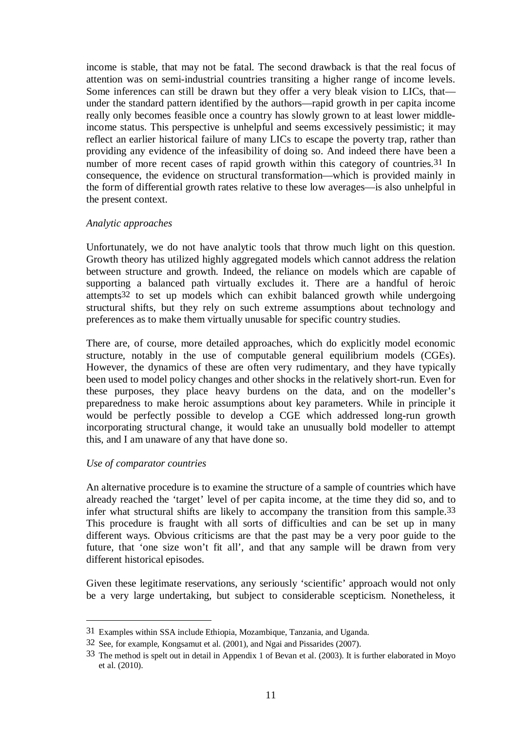income is stable, that may not be fatal. The second drawback is that the real focus of attention was on semi-industrial countries transiting a higher range of income levels. Some inferences can still be drawn but they offer a very bleak vision to LICs, that—under the standard pattern identified by the authors—rapid growth in per capita income really only becomes feasible once a country has slowly grown to at least lower middle-income status. This perspective is unhelpful and seems excessively pessimistic; it may reflect an earlier historical failure of many LICs to escape the poverty trap, rather than providing any evidence of the infeasibility of doing so. And indeed there have been a number of more recent cases of rapid growth within this category of countries.[31] In consequence, the evidence on structural transformation—which is provided mainly in the form of differential growth rates relative to these low averages—is also unhelpful in the present context.

*Analytic approaches*

Unfortunately, we do not have analytic tools that throw much light on this question. Growth theory has utilized highly aggregated models which cannot address the relation between structure and growth. Indeed, the reliance on models which are capable of supporting a balanced path virtually excludes it. There are a handful of heroic attempts[32] to set up models which can exhibit balanced growth while undergoing structural shifts, but they rely on such extreme assumptions about technology and preferences as to make them virtually unusable for specific country studies.

There are, of course, more detailed approaches, which do explicitly model economic structure, notably in the use of computable general equilibrium models (CGEs). However, the dynamics of these are often very rudimentary, and they have typically been used to model policy changes and other shocks in the relatively short-run. Even for these purposes, they place heavy burdens on the data, and on the modeller's preparedness to make heroic assumptions about key parameters. While in principle it would be perfectly possible to develop a CGE which addressed long-run growth incorporating structural change, it would take an unusually bold modeller to attempt this, and I am unaware of any that have done so.

*Use of comparator countries*

An alternative procedure is to examine the structure of a sample of countries which have already reached the 'target' level of per capita income, at the time they did so, and to infer what structural shifts are likely to accompany the transition from this sample.[33] This procedure is fraught with all sorts of difficulties and can be set up in many different ways. Obvious criticisms are that the past may be a very poor guide to the future, that 'one size won't fit all', and that any sample will be drawn from very different historical episodes.

Given these legitimate reservations, any seriously 'scientific' approach would not only be a very large undertaking, but subject to considerable scepticism. Nonetheless, it

---

[31] Examples within SSA include Ethiopia, Mozambique, Tanzania, and Uganda.

[32] See, for example, Kongsamut et al. (2001), and Ngai and Pissarides (2007).

[33] The method is spelt out in detail in Appendix 1 of Bevan et al. (2003). It is further elaborated in Moyo et al. (2010).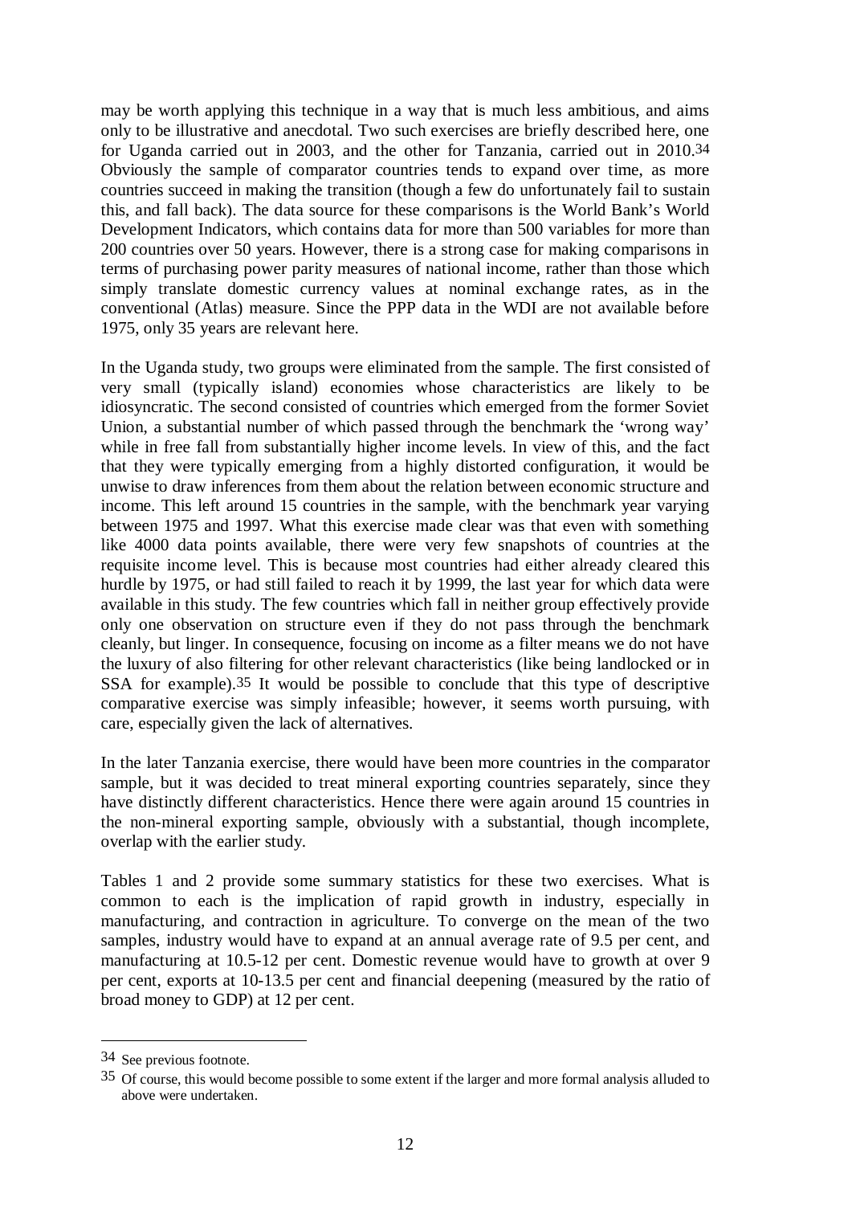may be worth applying this technique in a way that is much less ambitious, and aims only to be illustrative and anecdotal. Two such exercises are briefly described here, one for Uganda carried out in 2003, and the other for Tanzania, carried out in 2010.[34] Obviously the sample of comparator countries tends to expand over time, as more countries succeed in making the transition (though a few do unfortunately fail to sustain this, and fall back). The data source for these comparisons is the World Bank's World Development Indicators, which contains data for more than 500 variables for more than 200 countries over 50 years. However, there is a strong case for making comparisons in terms of purchasing power parity measures of national income, rather than those which simply translate domestic currency values at nominal exchange rates, as in the conventional (Atlas) measure. Since the PPP data in the WDI are not available before 1975, only 35 years are relevant here.

In the Uganda study, two groups were eliminated from the sample. The first consisted of very small (typically island) economies whose characteristics are likely to be idiosyncratic. The second consisted of countries which emerged from the former Soviet Union, a substantial number of which passed through the benchmark the 'wrong way' while in free fall from substantially higher income levels. In view of this, and the fact that they were typically emerging from a highly distorted configuration, it would be unwise to draw inferences from them about the relation between economic structure and income. This left around 15 countries in the sample, with the benchmark year varying between 1975 and 1997. What this exercise made clear was that even with something like 4000 data points available, there were very few snapshots of countries at the requisite income level. This is because most countries had either already cleared this hurdle by 1975, or had still failed to reach it by 1999, the last year for which data were available in this study. The few countries which fall in neither group effectively provide only one observation on structure even if they do not pass through the benchmark cleanly, but linger. In consequence, focusing on income as a filter means we do not have the luxury of also filtering for other relevant characteristics (like being landlocked or in SSA for example).[35] It would be possible to conclude that this type of descriptive comparative exercise was simply infeasible; however, it seems worth pursuing, with care, especially given the lack of alternatives.

In the later Tanzania exercise, there would have been more countries in the comparator sample, but it was decided to treat mineral exporting countries separately, since they have distinctly different characteristics. Hence there were again around 15 countries in the non-mineral exporting sample, obviously with a substantial, though incomplete, overlap with the earlier study.

Tables 1 and 2 provide some summary statistics for these two exercises. What is common to each is the implication of rapid growth in industry, especially in manufacturing, and contraction in agriculture. To converge on the mean of the two samples, industry would have to expand at an annual average rate of 9.5 per cent, and manufacturing at 10.5-12 per cent. Domestic revenue would have to growth at over 9 per cent, exports at 10-13.5 per cent and financial deepening (measured by the ratio of broad money to GDP) at 12 per cent.

---

[34] See previous footnote.

[35] Of course, this would become possible to some extent if the larger and more formal analysis alluded to above were undertaken.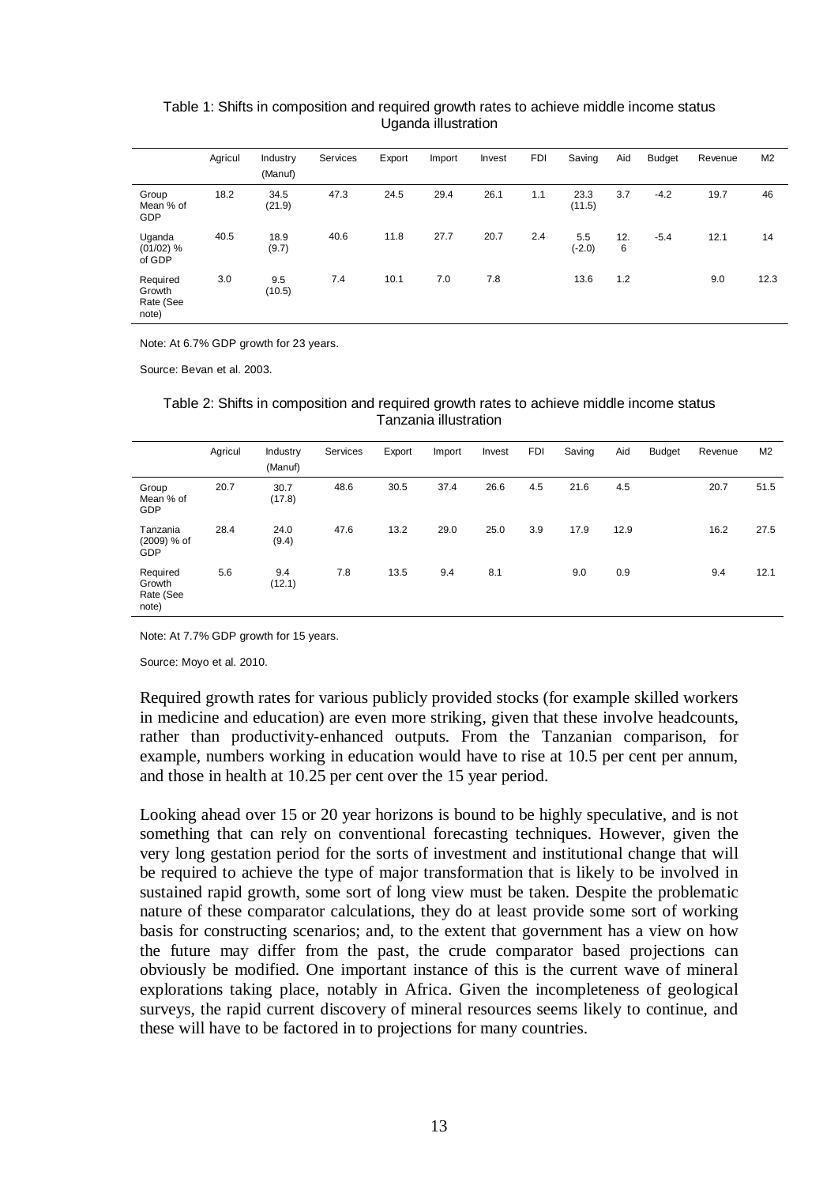Table 1: Shifts in composition and required growth rates to achieve middle income status Uganda illustration

| | Agricul | Industry (Manuf) | Services | Export | Import | Invest | FDI | Saving | Aid | Budget | Revenue | M2 |
|---|---|---|---|---|---|---|---|---|---|---|---|---|
| Group Mean % of GDP | 18.2 | 34.5 (21.9) | 47.3 | 24.5 | 29.4 | 26.1 | 1.1 | 23.3 (11.5) | 3.7 | -4.2 | 19.7 | 46 |
| Uganda (01/02) % of GDP | 40.5 | 18.9 (9.7) | 40.6 | 11.8 | 27.7 | 20.7 | 2.4 | 5.5 (-2.0) | 12.6 | -5.4 | 12.1 | 14 |
| Required Growth Rate (See note) | 3.0 | 9.5 (10.5) | 7.4 | 10.1 | 7.0 | 7.8 | | 13.6 | 1.2 | | 9.0 | 12.3 |

Note: At 6.7% GDP growth for 23 years.

Source: Bevan et al. 2003.

Table 2: Shifts in composition and required growth rates to achieve middle income status Tanzania illustration

| | Agricul | Industry (Manuf) | Services | Export | Import | Invest | FDI | Saving | Aid | Budget | Revenue | M2 |
|---|---|---|---|---|---|---|---|---|---|---|---|---|
| Group Mean % of GDP | 20.7 | 30.7 (17.8) | 48.6 | 30.5 | 37.4 | 26.6 | 4.5 | 21.6 | 4.5 | | 20.7 | 51.5 |
| Tanzania (2009) % of GDP | 28.4 | 24.0 (9.4) | 47.6 | 13.2 | 29.0 | 25.0 | 3.9 | 17.9 | 12.9 | | 16.2 | 27.5 |
| Required Growth Rate (See note) | 5.6 | 9.4 (12.1) | 7.8 | 13.5 | 9.4 | 8.1 | | 9.0 | 0.9 | | 9.4 | 12.1 |

Note: At 7.7% GDP growth for 15 years.

Source: Moyo et al. 2010.

Required growth rates for various publicly provided stocks (for example skilled workers in medicine and education) are even more striking, given that these involve headcounts, rather than productivity-enhanced outputs. From the Tanzanian comparison, for example, numbers working in education would have to rise at 10.5 per cent per annum, and those in health at 10.25 per cent over the 15 year period.

Looking ahead over 15 or 20 year horizons is bound to be highly speculative, and is not something that can rely on conventional forecasting techniques. However, given the very long gestation period for the sorts of investment and institutional change that will be required to achieve the type of major transformation that is likely to be involved in sustained rapid growth, some sort of long view must be taken. Despite the problematic nature of these comparator calculations, they do at least provide some sort of working basis for constructing scenarios; and, to the extent that government has a view on how the future may differ from the past, the crude comparator based projections can obviously be modified. One important instance of this is the current wave of mineral explorations taking place, notably in Africa. Given the incompleteness of geological surveys, the rapid current discovery of mineral resources seems likely to continue, and these will have to be factored in to projections for many countries.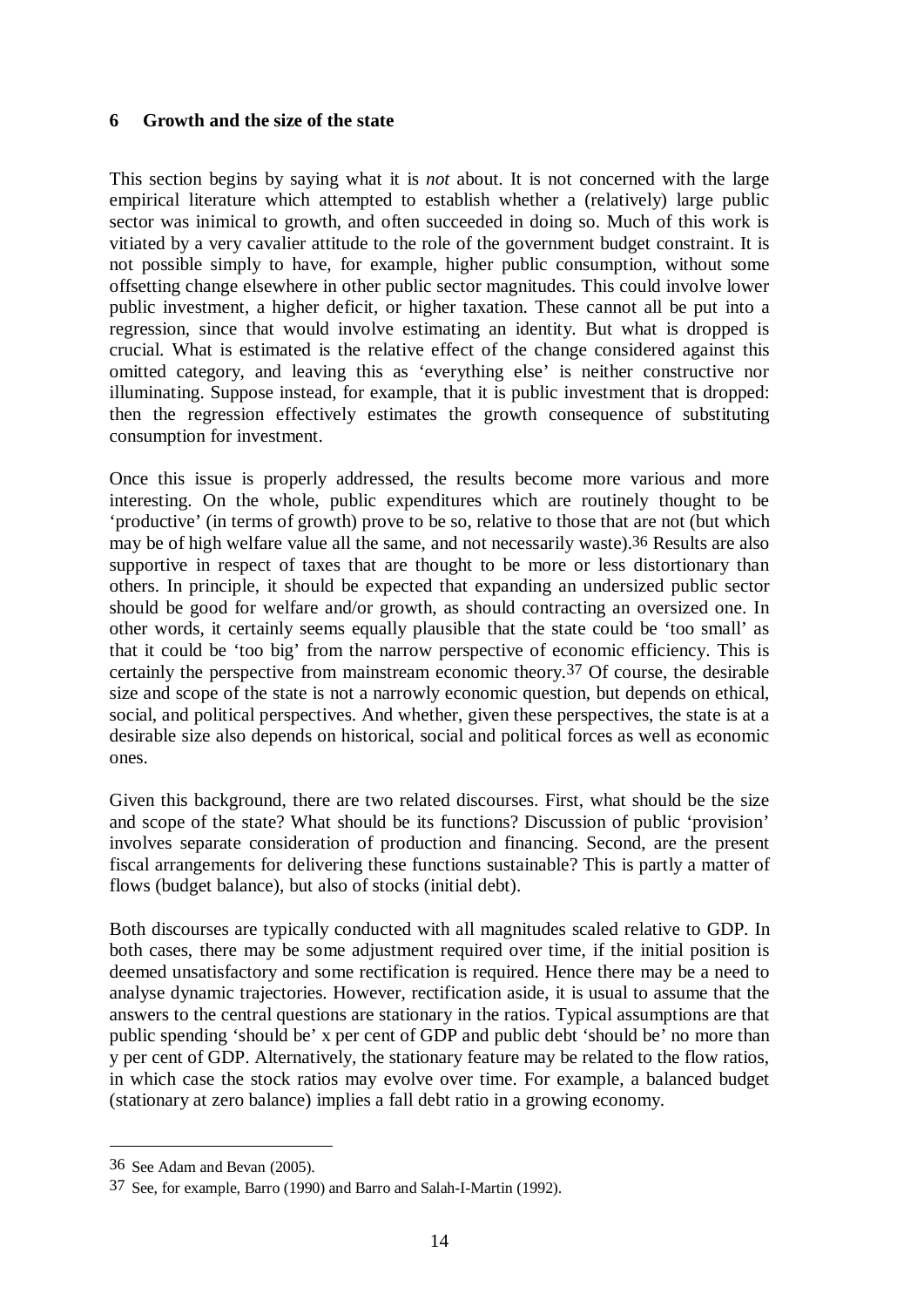## 6 Growth and the size of the state

This section begins by saying what it is *not* about. It is not concerned with the large empirical literature which attempted to establish whether a (relatively) large public sector was inimical to growth, and often succeeded in doing so. Much of this work is vitiated by a very cavalier attitude to the role of the government budget constraint. It is not possible simply to have, for example, higher public consumption, without some offsetting change elsewhere in other public sector magnitudes. This could involve lower public investment, a higher deficit, or higher taxation. These cannot all be put into a regression, since that would involve estimating an identity. But what is dropped is crucial. What is estimated is the relative effect of the change considered against this omitted category, and leaving this as 'everything else' is neither constructive nor illuminating. Suppose instead, for example, that it is public investment that is dropped: then the regression effectively estimates the growth consequence of substituting consumption for investment.

Once this issue is properly addressed, the results become more various and more interesting. On the whole, public expenditures which are routinely thought to be 'productive' (in terms of growth) prove to be so, relative to those that are not (but which may be of high welfare value all the same, and not necessarily waste).[36] Results are also supportive in respect of taxes that are thought to be more or less distortionary than others. In principle, it should be expected that expanding an undersized public sector should be good for welfare and/or growth, as should contracting an oversized one. In other words, it certainly seems equally plausible that the state could be 'too small' as that it could be 'too big' from the narrow perspective of economic efficiency. This is certainly the perspective from mainstream economic theory.[37] Of course, the desirable size and scope of the state is not a narrowly economic question, but depends on ethical, social, and political perspectives. And whether, given these perspectives, the state is at a desirable size also depends on historical, social and political forces as well as economic ones.

Given this background, there are two related discourses. First, what should be the size and scope of the state? What should be its functions? Discussion of public 'provision' involves separate consideration of production and financing. Second, are the present fiscal arrangements for delivering these functions sustainable? This is partly a matter of flows (budget balance), but also of stocks (initial debt).

Both discourses are typically conducted with all magnitudes scaled relative to GDP. In both cases, there may be some adjustment required over time, if the initial position is deemed unsatisfactory and some rectification is required. Hence there may be a need to analyse dynamic trajectories. However, rectification aside, it is usual to assume that the answers to the central questions are stationary in the ratios. Typical assumptions are that public spending 'should be' x per cent of GDP and public debt 'should be' no more than y per cent of GDP. Alternatively, the stationary feature may be related to the flow ratios, in which case the stock ratios may evolve over time. For example, a balanced budget (stationary at zero balance) implies a fall debt ratio in a growing economy.

---

[36] See Adam and Bevan (2005).

[37] See, for example, Barro (1990) and Barro and Salah-I-Martin (1992).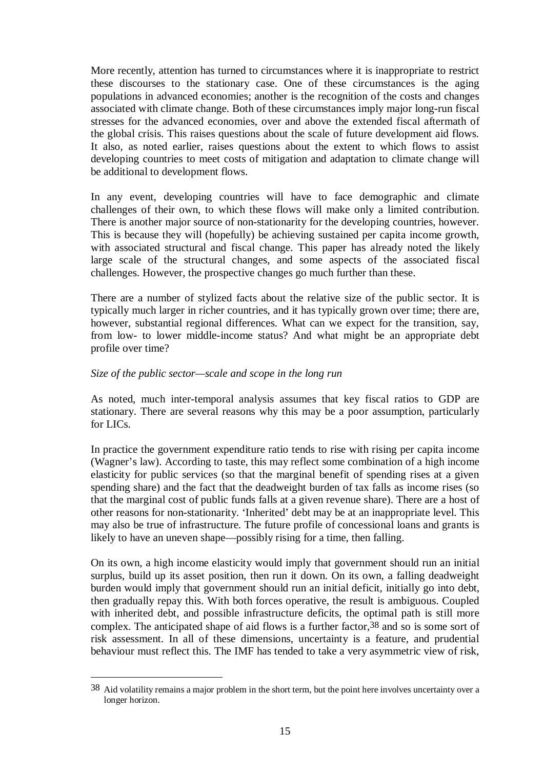More recently, attention has turned to circumstances where it is inappropriate to restrict these discourses to the stationary case. One of these circumstances is the aging populations in advanced economies; another is the recognition of the costs and changes associated with climate change. Both of these circumstances imply major long-run fiscal stresses for the advanced economies, over and above the extended fiscal aftermath of the global crisis. This raises questions about the scale of future development aid flows. It also, as noted earlier, raises questions about the extent to which flows to assist developing countries to meet costs of mitigation and adaptation to climate change will be additional to development flows.

In any event, developing countries will have to face demographic and climate challenges of their own, to which these flows will make only a limited contribution. There is another major source of non-stationarity for the developing countries, however. This is because they will (hopefully) be achieving sustained per capita income growth, with associated structural and fiscal change. This paper has already noted the likely large scale of the structural changes, and some aspects of the associated fiscal challenges. However, the prospective changes go much further than these.

There are a number of stylized facts about the relative size of the public sector. It is typically much larger in richer countries, and it has typically grown over time; there are, however, substantial regional differences. What can we expect for the transition, say, from low- to lower middle-income status? And what might be an appropriate debt profile over time?

*Size of the public sector—scale and scope in the long run*

As noted, much inter-temporal analysis assumes that key fiscal ratios to GDP are stationary. There are several reasons why this may be a poor assumption, particularly for LICs.

In practice the government expenditure ratio tends to rise with rising per capita income (Wagner's law). According to taste, this may reflect some combination of a high income elasticity for public services (so that the marginal benefit of spending rises at a given spending share) and the fact that the deadweight burden of tax falls as income rises (so that the marginal cost of public funds falls at a given revenue share). There are a host of other reasons for non-stationarity. 'Inherited' debt may be at an inappropriate level. This may also be true of infrastructure. The future profile of concessional loans and grants is likely to have an uneven shape—possibly rising for a time, then falling.

On its own, a high income elasticity would imply that government should run an initial surplus, build up its asset position, then run it down. On its own, a falling deadweight burden would imply that government should run an initial deficit, initially go into debt, then gradually repay this. With both forces operative, the result is ambiguous. Coupled with inherited debt, and possible infrastructure deficits, the optimal path is still more complex. The anticipated shape of aid flows is a further factor,[38] and so is some sort of risk assessment. In all of these dimensions, uncertainty is a feature, and prudential behaviour must reflect this. The IMF has tended to take a very asymmetric view of risk,

---

[38] Aid volatility remains a major problem in the short term, but the point here involves uncertainty over a longer horizon.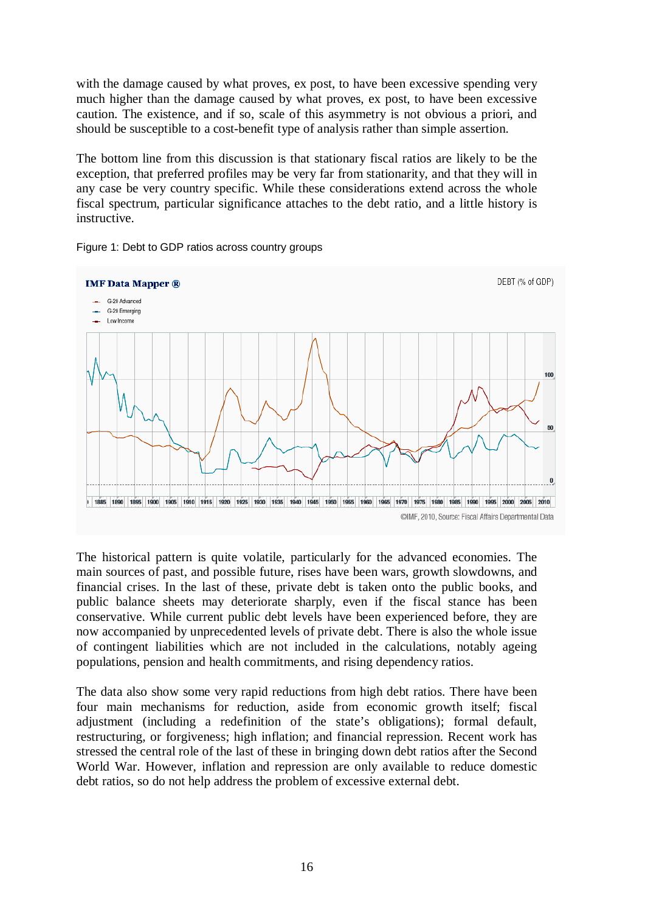with the damage caused by what proves, ex post, to have been excessive spending very much higher than the damage caused by what proves, ex post, to have been excessive caution. The existence, and if so, scale of this asymmetry is not obvious a priori, and should be susceptible to a cost-benefit type of analysis rather than simple assertion.

The bottom line from this discussion is that stationary fiscal ratios are likely to be the exception, that preferred profiles may be very far from stationarity, and that they will in any case be very country specific. While these considerations extend across the whole fiscal spectrum, particular significance attaches to the debt ratio, and a little history is instructive.

Figure 1: Debt to GDP ratios across country groups

The historical pattern is quite volatile, particularly for the advanced economies. The main sources of past, and possible future, rises have been wars, growth slowdowns, and financial crises. In the last of these, private debt is taken onto the public books, and public balance sheets may deteriorate sharply, even if the fiscal stance has been conservative. While current public debt levels have been experienced before, they are now accompanied by unprecedented levels of private debt. There is also the whole issue of contingent liabilities which are not included in the calculations, notably ageing populations, pension and health commitments, and rising dependency ratios.

The data also show some very rapid reductions from high debt ratios. There have been four main mechanisms for reduction, aside from economic growth itself; fiscal adjustment (including a redefinition of the state's obligations); formal default, restructuring, or forgiveness; high inflation; and financial repression. Recent work has stressed the central role of the last of these in bringing down debt ratios after the Second World War. However, inflation and repression are only available to reduce domestic debt ratios, so do not help address the problem of excessive external debt.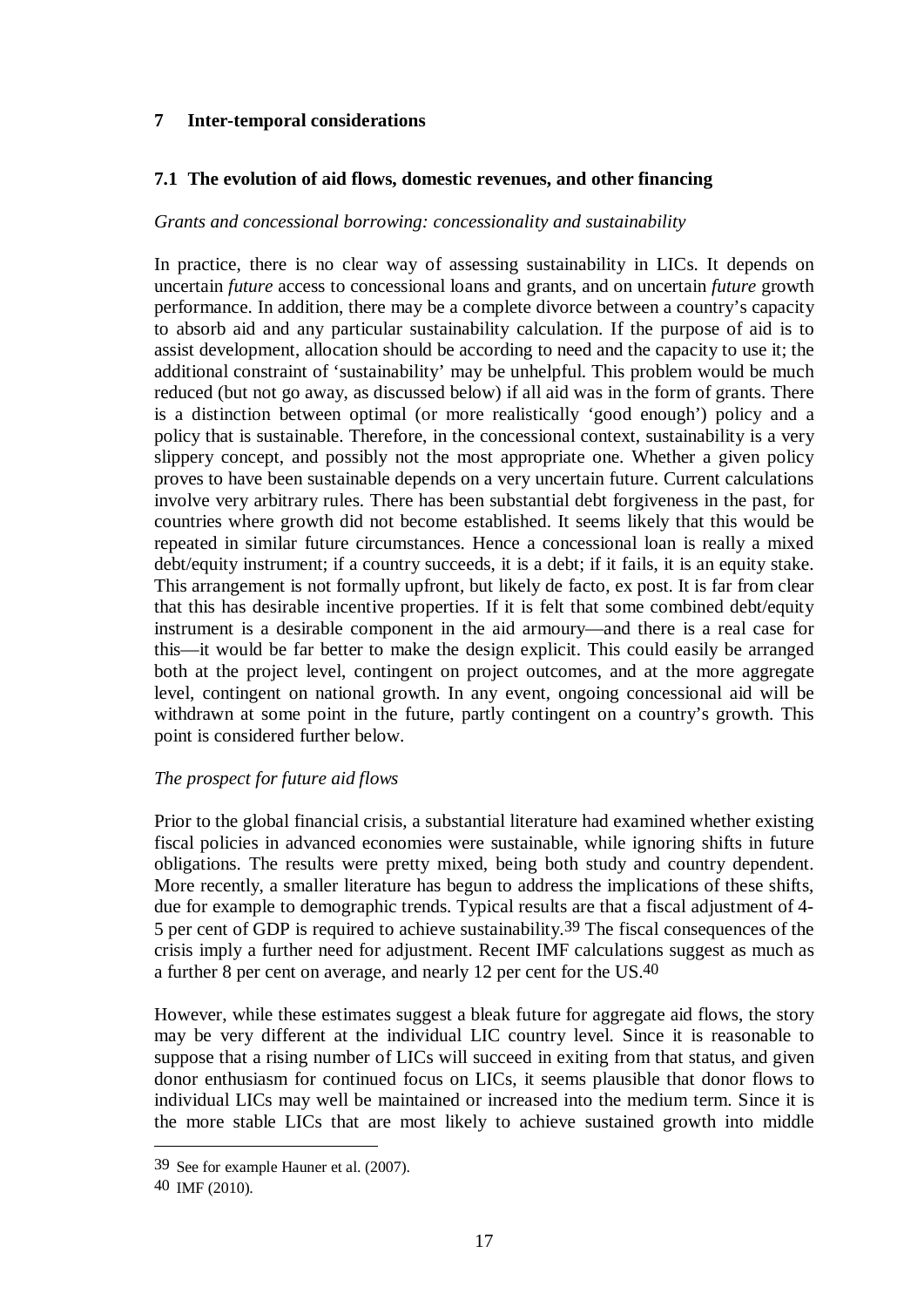## 7 Inter-temporal considerations

### 7.1 The evolution of aid flows, domestic revenues, and other financing

*Grants and concessional borrowing: concessionality and sustainability*

In practice, there is no clear way of assessing sustainability in LICs. It depends on uncertain *future* access to concessional loans and grants, and on uncertain *future* growth performance. In addition, there may be a complete divorce between a country's capacity to absorb aid and any particular sustainability calculation. If the purpose of aid is to assist development, allocation should be according to need and the capacity to use it; the additional constraint of 'sustainability' may be unhelpful. This problem would be much reduced (but not go away, as discussed below) if all aid was in the form of grants. There is a distinction between optimal (or more realistically 'good enough') policy and a policy that is sustainable. Therefore, in the concessional context, sustainability is a very slippery concept, and possibly not the most appropriate one. Whether a given policy proves to have been sustainable depends on a very uncertain future. Current calculations involve very arbitrary rules. There has been substantial debt forgiveness in the past, for countries where growth did not become established. It seems likely that this would be repeated in similar future circumstances. Hence a concessional loan is really a mixed debt/equity instrument; if a country succeeds, it is a debt; if it fails, it is an equity stake. This arrangement is not formally upfront, but likely de facto, ex post. It is far from clear that this has desirable incentive properties. If it is felt that some combined debt/equity instrument is a desirable component in the aid armoury—and there is a real case for this—it would be far better to make the design explicit. This could easily be arranged both at the project level, contingent on project outcomes, and at the more aggregate level, contingent on national growth. In any event, ongoing concessional aid will be withdrawn at some point in the future, partly contingent on a country's growth. This point is considered further below.

*The prospect for future aid flows*

Prior to the global financial crisis, a substantial literature had examined whether existing fiscal policies in advanced economies were sustainable, while ignoring shifts in future obligations. The results were pretty mixed, being both study and country dependent. More recently, a smaller literature has begun to address the implications of these shifts, due for example to demographic trends. Typical results are that a fiscal adjustment of 4-5 per cent of GDP is required to achieve sustainability.[39] The fiscal consequences of the crisis imply a further need for adjustment. Recent IMF calculations suggest as much as a further 8 per cent on average, and nearly 12 per cent for the US.[40]

However, while these estimates suggest a bleak future for aggregate aid flows, the story may be very different at the individual LIC country level. Since it is reasonable to suppose that a rising number of LICs will succeed in exiting from that status, and given donor enthusiasm for continued focus on LICs, it seems plausible that donor flows to individual LICs may well be maintained or increased into the medium term. Since it is the more stable LICs that are most likely to achieve sustained growth into middle

[39] See for example Hauner et al. (2007).

[40] IMF (2010).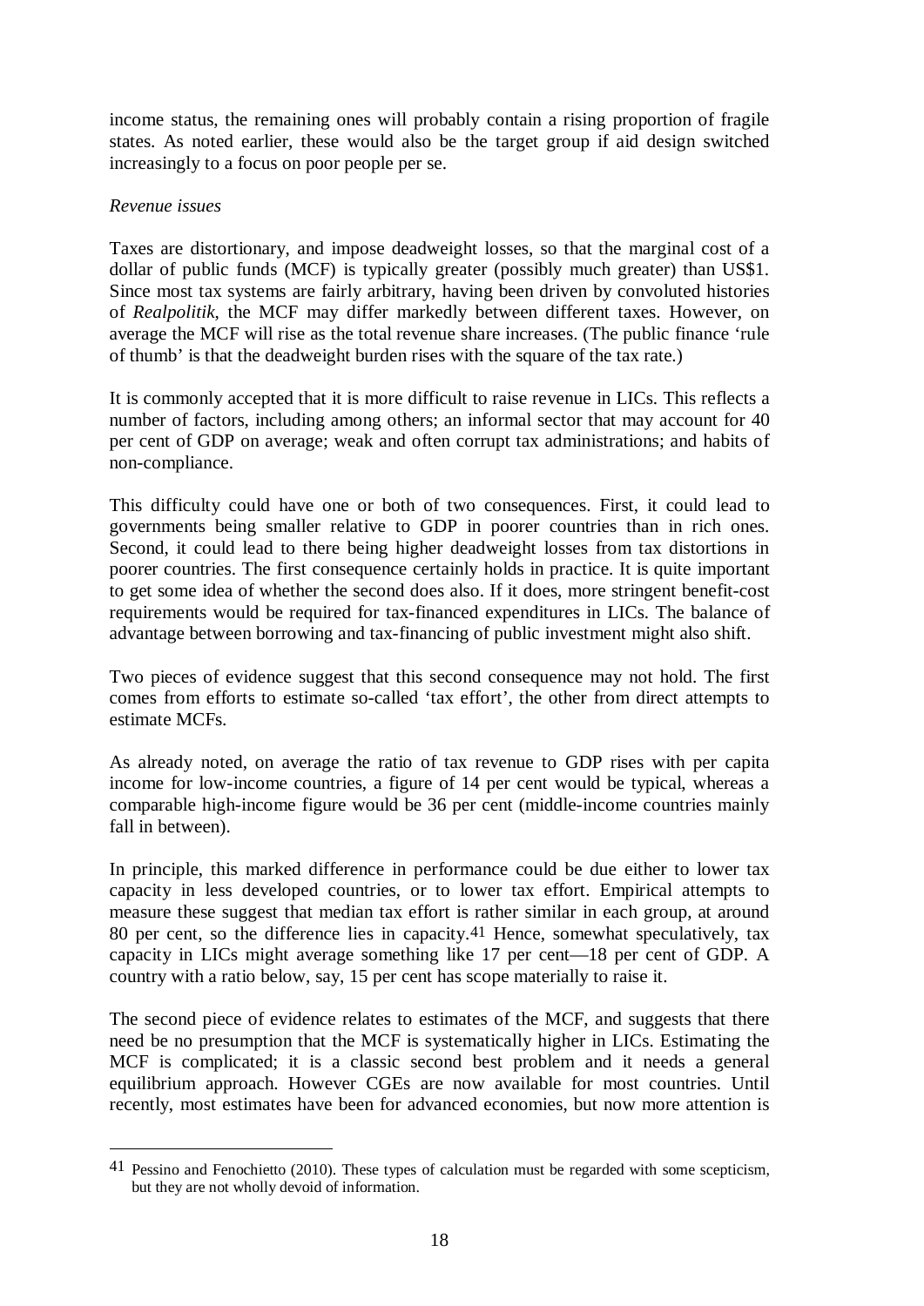income status, the remaining ones will probably contain a rising proportion of fragile states. As noted earlier, these would also be the target group if aid design switched increasingly to a focus on poor people per se.

*Revenue issues*

Taxes are distortionary, and impose deadweight losses, so that the marginal cost of a dollar of public funds (MCF) is typically greater (possibly much greater) than US$1. Since most tax systems are fairly arbitrary, having been driven by convoluted histories of *Realpolitik*, the MCF may differ markedly between different taxes. However, on average the MCF will rise as the total revenue share increases. (The public finance 'rule of thumb' is that the deadweight burden rises with the square of the tax rate.)

It is commonly accepted that it is more difficult to raise revenue in LICs. This reflects a number of factors, including among others; an informal sector that may account for 40 per cent of GDP on average; weak and often corrupt tax administrations; and habits of non-compliance.

This difficulty could have one or both of two consequences. First, it could lead to governments being smaller relative to GDP in poorer countries than in rich ones. Second, it could lead to there being higher deadweight losses from tax distortions in poorer countries. The first consequence certainly holds in practice. It is quite important to get some idea of whether the second does also. If it does, more stringent benefit-cost requirements would be required for tax-financed expenditures in LICs. The balance of advantage between borrowing and tax-financing of public investment might also shift.

Two pieces of evidence suggest that this second consequence may not hold. The first comes from efforts to estimate so-called 'tax effort', the other from direct attempts to estimate MCFs.

As already noted, on average the ratio of tax revenue to GDP rises with per capita income for low-income countries, a figure of 14 per cent would be typical, whereas a comparable high-income figure would be 36 per cent (middle-income countries mainly fall in between).

In principle, this marked difference in performance could be due either to lower tax capacity in less developed countries, or to lower tax effort. Empirical attempts to measure these suggest that median tax effort is rather similar in each group, at around 80 per cent, so the difference lies in capacity.[41] Hence, somewhat speculatively, tax capacity in LICs might average something like 17 per cent—18 per cent of GDP. A country with a ratio below, say, 15 per cent has scope materially to raise it.

The second piece of evidence relates to estimates of the MCF, and suggests that there need be no presumption that the MCF is systematically higher in LICs. Estimating the MCF is complicated; it is a classic second best problem and it needs a general equilibrium approach. However CGEs are now available for most countries. Until recently, most estimates have been for advanced economies, but now more attention is

[41] Pessino and Fenochietto (2010). These types of calculation must be regarded with some scepticism, but they are not wholly devoid of information.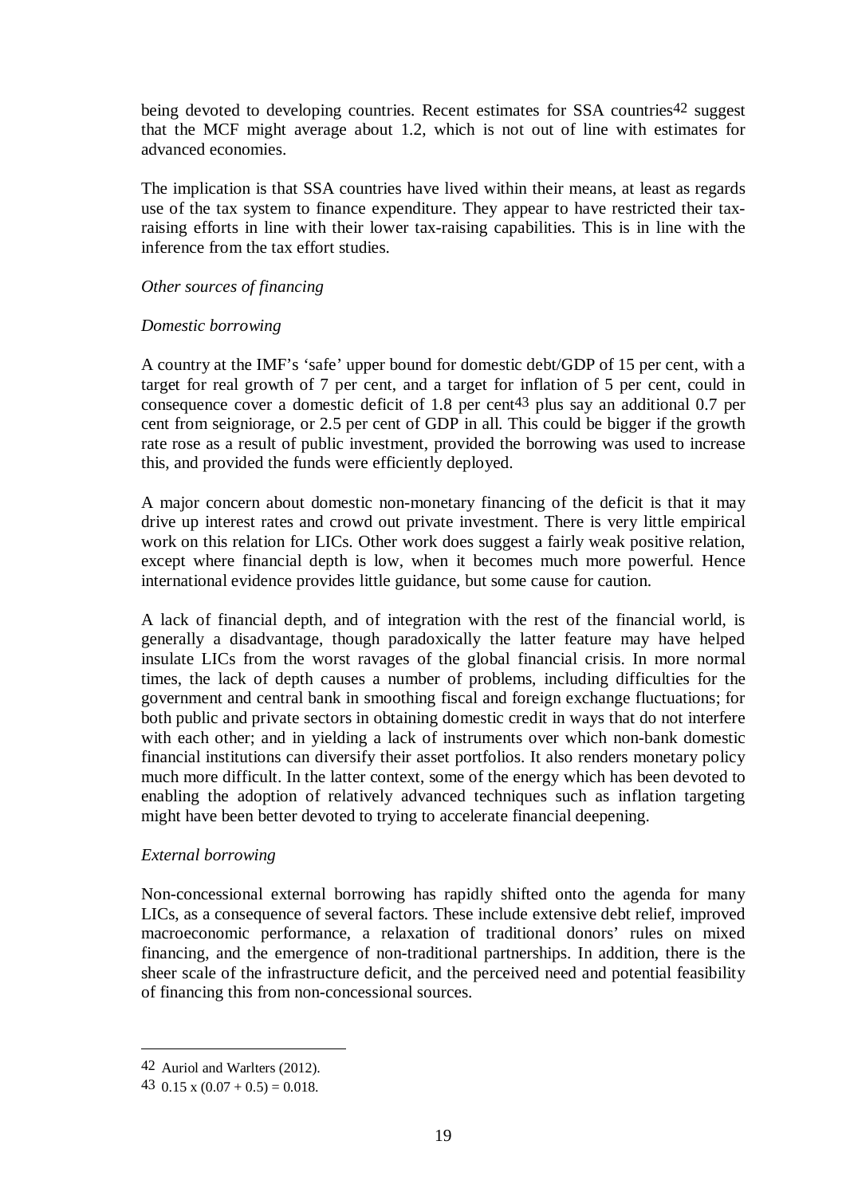being devoted to developing countries. Recent estimates for SSA countries[42] suggest that the MCF might average about 1.2, which is not out of line with estimates for advanced economies.

The implication is that SSA countries have lived within their means, at least as regards use of the tax system to finance expenditure. They appear to have restricted their tax-raising efforts in line with their lower tax-raising capabilities. This is in line with the inference from the tax effort studies.

*Other sources of financing*

*Domestic borrowing*

A country at the IMF's 'safe' upper bound for domestic debt/GDP of 15 per cent, with a target for real growth of 7 per cent, and a target for inflation of 5 per cent, could in consequence cover a domestic deficit of 1.8 per cent[43] plus say an additional 0.7 per cent from seigniorage, or 2.5 per cent of GDP in all. This could be bigger if the growth rate rose as a result of public investment, provided the borrowing was used to increase this, and provided the funds were efficiently deployed.

A major concern about domestic non-monetary financing of the deficit is that it may drive up interest rates and crowd out private investment. There is very little empirical work on this relation for LICs. Other work does suggest a fairly weak positive relation, except where financial depth is low, when it becomes much more powerful. Hence international evidence provides little guidance, but some cause for caution.

A lack of financial depth, and of integration with the rest of the financial world, is generally a disadvantage, though paradoxically the latter feature may have helped insulate LICs from the worst ravages of the global financial crisis. In more normal times, the lack of depth causes a number of problems, including difficulties for the government and central bank in smoothing fiscal and foreign exchange fluctuations; for both public and private sectors in obtaining domestic credit in ways that do not interfere with each other; and in yielding a lack of instruments over which non-bank domestic financial institutions can diversify their asset portfolios. It also renders monetary policy much more difficult. In the latter context, some of the energy which has been devoted to enabling the adoption of relatively advanced techniques such as inflation targeting might have been better devoted to trying to accelerate financial deepening.

*External borrowing*

Non-concessional external borrowing has rapidly shifted onto the agenda for many LICs, as a consequence of several factors. These include extensive debt relief, improved macroeconomic performance, a relaxation of traditional donors' rules on mixed financing, and the emergence of non-traditional partnerships. In addition, there is the sheer scale of the infrastructure deficit, and the perceived need and potential feasibility of financing this from non-concessional sources.

---

[42] Auriol and Warlters (2012).

[43] $0.15 \times (0.07 + 0.5) = 0.018$.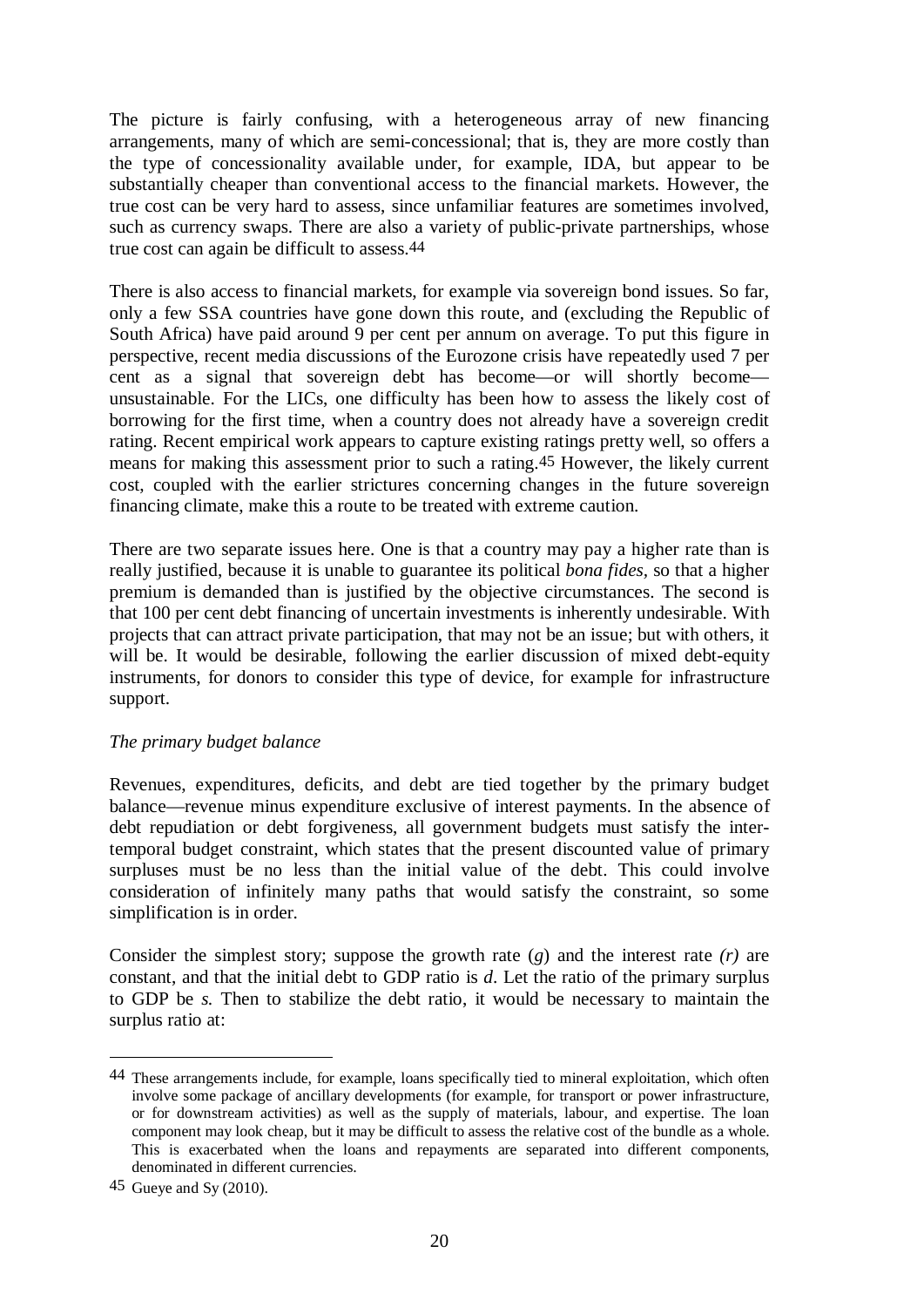The picture is fairly confusing, with a heterogeneous array of new financing arrangements, many of which are semi-concessional; that is, they are more costly than the type of concessionality available under, for example, IDA, but appear to be substantially cheaper than conventional access to the financial markets. However, the true cost can be very hard to assess, since unfamiliar features are sometimes involved, such as currency swaps. There are also a variety of public-private partnerships, whose true cost can again be difficult to assess.[44]

There is also access to financial markets, for example via sovereign bond issues. So far, only a few SSA countries have gone down this route, and (excluding the Republic of South Africa) have paid around 9 per cent per annum on average. To put this figure in perspective, recent media discussions of the Eurozone crisis have repeatedly used 7 per cent as a signal that sovereign debt has become—or will shortly become—unsustainable. For the LICs, one difficulty has been how to assess the likely cost of borrowing for the first time, when a country does not already have a sovereign credit rating. Recent empirical work appears to capture existing ratings pretty well, so offers a means for making this assessment prior to such a rating.[45] However, the likely current cost, coupled with the earlier strictures concerning changes in the future sovereign financing climate, make this a route to be treated with extreme caution.

There are two separate issues here. One is that a country may pay a higher rate than is really justified, because it is unable to guarantee its political *bona fides*, so that a higher premium is demanded than is justified by the objective circumstances. The second is that 100 per cent debt financing of uncertain investments is inherently undesirable. With projects that can attract private participation, that may not be an issue; but with others, it will be. It would be desirable, following the earlier discussion of mixed debt-equity instruments, for donors to consider this type of device, for example for infrastructure support.

*The primary budget balance*

Revenues, expenditures, deficits, and debt are tied together by the primary budget balance—revenue minus expenditure exclusive of interest payments. In the absence of debt repudiation or debt forgiveness, all government budgets must satisfy the inter-temporal budget constraint, which states that the present discounted value of primary surpluses must be no less than the initial value of the debt. This could involve consideration of infinitely many paths that would satisfy the constraint, so some simplification is in order.

Consider the simplest story; suppose the growth rate ($g$) and the interest rate ($r$) are constant, and that the initial debt to GDP ratio is $d$. Let the ratio of the primary surplus to GDP be $s$. Then to stabilize the debt ratio, it would be necessary to maintain the surplus ratio at:

---

[44] These arrangements include, for example, loans specifically tied to mineral exploitation, which often involve some package of ancillary developments (for example, for transport or power infrastructure, or for downstream activities) as well as the supply of materials, labour, and expertise. The loan component may look cheap, but it may be difficult to assess the relative cost of the bundle as a whole. This is exacerbated when the loans and repayments are separated into different components, denominated in different currencies.

[45] Gueye and Sy (2010).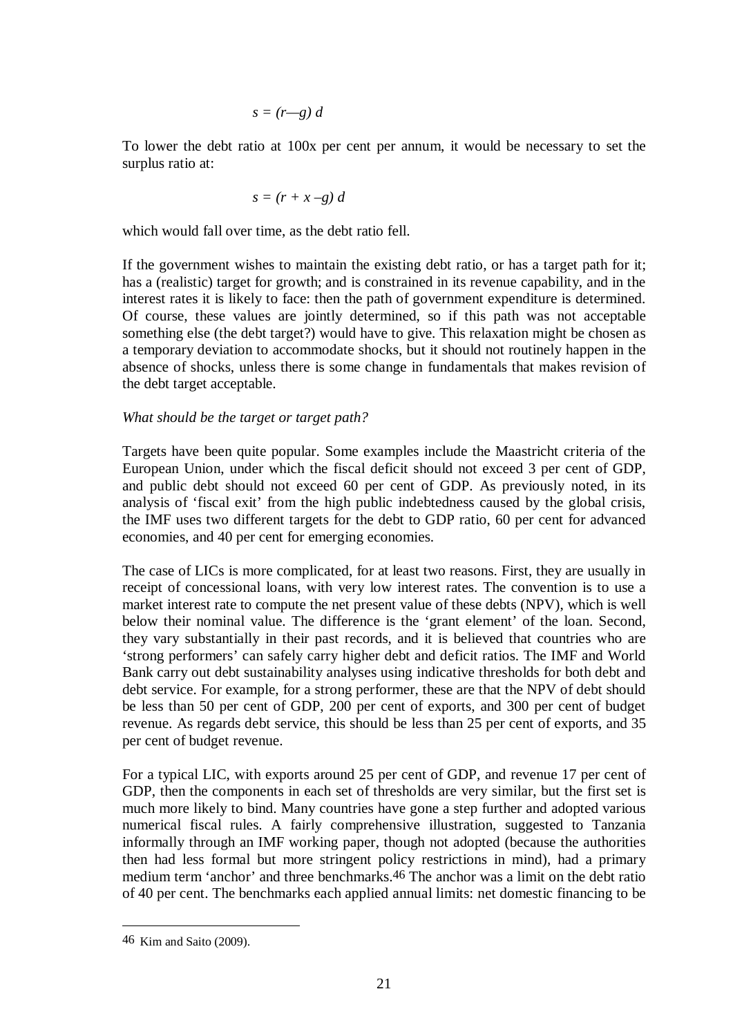$$s = (r - g)\, d$$

To lower the debt ratio at 100x per cent per annum, it would be necessary to set the surplus ratio at:

$$s = (r + x - g)\, d$$

which would fall over time, as the debt ratio fell.

If the government wishes to maintain the existing debt ratio, or has a target path for it; has a (realistic) target for growth; and is constrained in its revenue capability, and in the interest rates it is likely to face: then the path of government expenditure is determined. Of course, these values are jointly determined, so if this path was not acceptable something else (the debt target?) would have to give. This relaxation might be chosen as a temporary deviation to accommodate shocks, but it should not routinely happen in the absence of shocks, unless there is some change in fundamentals that makes revision of the debt target acceptable.

*What should be the target or target path?*

Targets have been quite popular. Some examples include the Maastricht criteria of the European Union, under which the fiscal deficit should not exceed 3 per cent of GDP, and public debt should not exceed 60 per cent of GDP. As previously noted, in its analysis of 'fiscal exit' from the high public indebtedness caused by the global crisis, the IMF uses two different targets for the debt to GDP ratio, 60 per cent for advanced economies, and 40 per cent for emerging economies.

The case of LICs is more complicated, for at least two reasons. First, they are usually in receipt of concessional loans, with very low interest rates. The convention is to use a market interest rate to compute the net present value of these debts (NPV), which is well below their nominal value. The difference is the 'grant element' of the loan. Second, they vary substantially in their past records, and it is believed that countries who are 'strong performers' can safely carry higher debt and deficit ratios. The IMF and World Bank carry out debt sustainability analyses using indicative thresholds for both debt and debt service. For example, for a strong performer, these are that the NPV of debt should be less than 50 per cent of GDP, 200 per cent of exports, and 300 per cent of budget revenue. As regards debt service, this should be less than 25 per cent of exports, and 35 per cent of budget revenue.

For a typical LIC, with exports around 25 per cent of GDP, and revenue 17 per cent of GDP, then the components in each set of thresholds are very similar, but the first set is much more likely to bind. Many countries have gone a step further and adopted various numerical fiscal rules. A fairly comprehensive illustration, suggested to Tanzania informally through an IMF working paper, though not adopted (because the authorities then had less formal but more stringent policy restrictions in mind), had a primary medium term 'anchor' and three benchmarks.[46] The anchor was a limit on the debt ratio of 40 per cent. The benchmarks each applied annual limits: net domestic financing to be

[46] Kim and Saito (2009).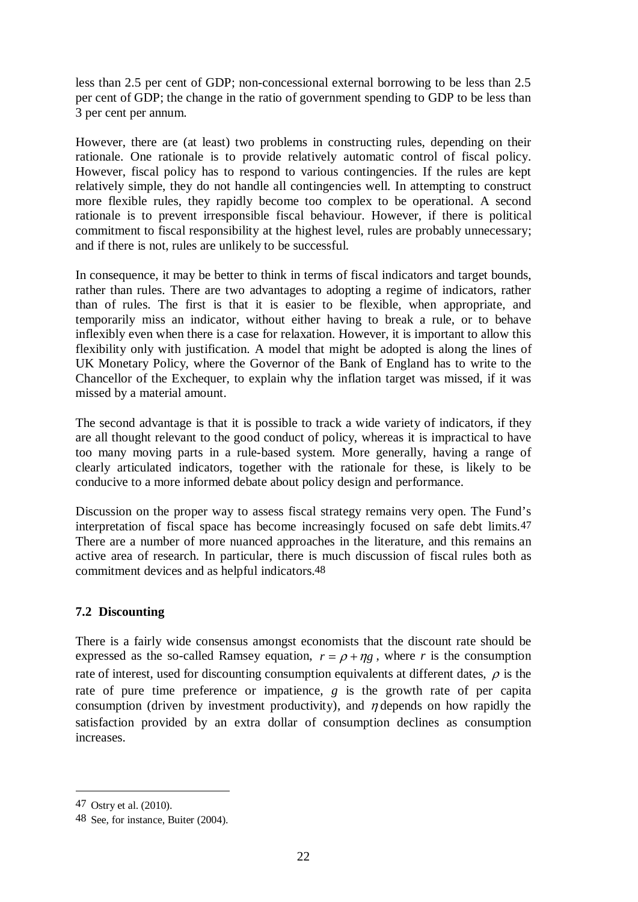less than 2.5 per cent of GDP; non-concessional external borrowing to be less than 2.5 per cent of GDP; the change in the ratio of government spending to GDP to be less than 3 per cent per annum.

However, there are (at least) two problems in constructing rules, depending on their rationale. One rationale is to provide relatively automatic control of fiscal policy. However, fiscal policy has to respond to various contingencies. If the rules are kept relatively simple, they do not handle all contingencies well. In attempting to construct more flexible rules, they rapidly become too complex to be operational. A second rationale is to prevent irresponsible fiscal behaviour. However, if there is political commitment to fiscal responsibility at the highest level, rules are probably unnecessary; and if there is not, rules are unlikely to be successful.

In consequence, it may be better to think in terms of fiscal indicators and target bounds, rather than rules. There are two advantages to adopting a regime of indicators, rather than of rules. The first is that it is easier to be flexible, when appropriate, and temporarily miss an indicator, without either having to break a rule, or to behave inflexibly even when there is a case for relaxation. However, it is important to allow this flexibility only with justification. A model that might be adopted is along the lines of UK Monetary Policy, where the Governor of the Bank of England has to write to the Chancellor of the Exchequer, to explain why the inflation target was missed, if it was missed by a material amount.

The second advantage is that it is possible to track a wide variety of indicators, if they are all thought relevant to the good conduct of policy, whereas it is impractical to have too many moving parts in a rule-based system. More generally, having a range of clearly articulated indicators, together with the rationale for these, is likely to be conducive to a more informed debate about policy design and performance.

Discussion on the proper way to assess fiscal strategy remains very open. The Fund's interpretation of fiscal space has become increasingly focused on safe debt limits.[47] There are a number of more nuanced approaches in the literature, and this remains an active area of research. In particular, there is much discussion of fiscal rules both as commitment devices and as helpful indicators.[48]

### 7.2 Discounting

There is a fairly wide consensus amongst economists that the discount rate should be expressed as the so-called Ramsey equation, $r = \rho + \eta g$, where $r$ is the consumption rate of interest, used for discounting consumption equivalents at different dates, $\rho$ is the rate of pure time preference or impatience, $g$ is the growth rate of per capita consumption (driven by investment productivity), and $\eta$ depends on how rapidly the satisfaction provided by an extra dollar of consumption declines as consumption increases.

---

[47] Ostry et al. (2010).

[48] See, for instance, Buiter (2004).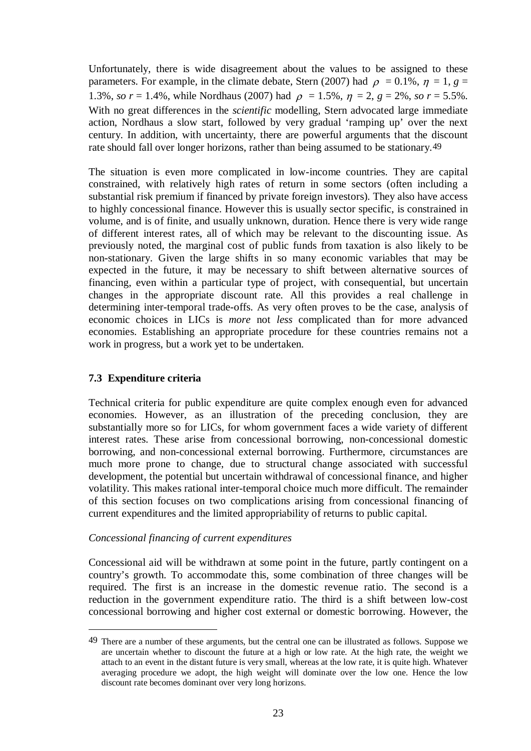Unfortunately, there is wide disagreement about the values to be assigned to these parameters. For example, in the climate debate, Stern (2007) had $\rho = 0.1\%$, $\eta = 1$, $g = 1.3\%$, *so* $r = 1.4\%$, while Nordhaus (2007) had $\rho = 1.5\%$, $\eta = 2$, $g = 2\%$, *so* $r = 5.5\%$. With no great differences in the *scientific* modelling, Stern advocated large immediate action, Nordhaus a slow start, followed by very gradual 'ramping up' over the next century. In addition, with uncertainty, there are powerful arguments that the discount rate should fall over longer horizons, rather than being assumed to be stationary.[49]

The situation is even more complicated in low-income countries. They are capital constrained, with relatively high rates of return in some sectors (often including a substantial risk premium if financed by private foreign investors). They also have access to highly concessional finance. However this is usually sector specific, is constrained in volume, and is of finite, and usually unknown, duration. Hence there is very wide range of different interest rates, all of which may be relevant to the discounting issue. As previously noted, the marginal cost of public funds from taxation is also likely to be non-stationary. Given the large shifts in so many economic variables that may be expected in the future, it may be necessary to shift between alternative sources of financing, even within a particular type of project, with consequential, but uncertain changes in the appropriate discount rate. All this provides a real challenge in determining inter-temporal trade-offs. As very often proves to be the case, analysis of economic choices in LICs is *more* not *less* complicated than for more advanced economies. Establishing an appropriate procedure for these countries remains not a work in progress, but a work yet to be undertaken.

### 7.3 Expenditure criteria

Technical criteria for public expenditure are quite complex enough even for advanced economies. However, as an illustration of the preceding conclusion, they are substantially more so for LICs, for whom government faces a wide variety of different interest rates. These arise from concessional borrowing, non-concessional domestic borrowing, and non-concessional external borrowing. Furthermore, circumstances are much more prone to change, due to structural change associated with successful development, the potential but uncertain withdrawal of concessional finance, and higher volatility. This makes rational inter-temporal choice much more difficult. The remainder of this section focuses on two complications arising from concessional financing of current expenditures and the limited appropriability of returns to public capital.

*Concessional financing of current expenditures*

Concessional aid will be withdrawn at some point in the future, partly contingent on a country's growth. To accommodate this, some combination of three changes will be required. The first is an increase in the domestic revenue ratio. The second is a reduction in the government expenditure ratio. The third is a shift between low-cost concessional borrowing and higher cost external or domestic borrowing. However, the

---

[49] There are a number of these arguments, but the central one can be illustrated as follows. Suppose we are uncertain whether to discount the future at a high or low rate. At the high rate, the weight we attach to an event in the distant future is very small, whereas at the low rate, it is quite high. Whatever averaging procedure we adopt, the high weight will dominate over the low one. Hence the low discount rate becomes dominant over very long horizons.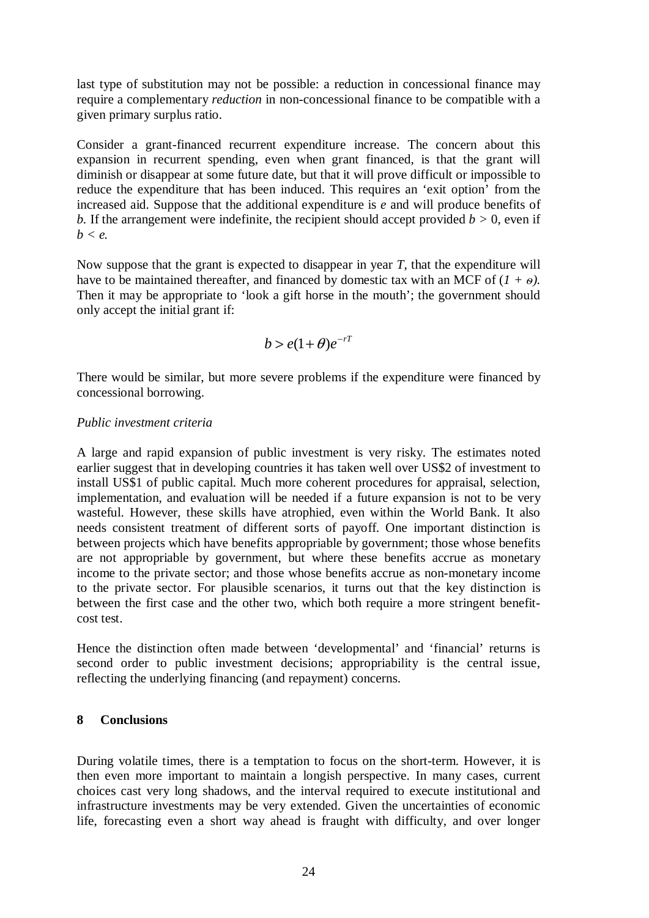last type of substitution may not be possible: a reduction in concessional finance may require a complementary *reduction* in non-concessional finance to be compatible with a given primary surplus ratio.

Consider a grant-financed recurrent expenditure increase. The concern about this expansion in recurrent spending, even when grant financed, is that the grant will diminish or disappear at some future date, but that it will prove difficult or impossible to reduce the expenditure that has been induced. This requires an 'exit option' from the increased aid. Suppose that the additional expenditure is $e$ and will produce benefits of $b$. If the arrangement were indefinite, the recipient should accept provided $b > 0$, even if $b < e$.

Now suppose that the grant is expected to disappear in year $T$, that the expenditure will have to be maintained thereafter, and financed by domestic tax with an MCF of $(1 + \theta)$. Then it may be appropriate to 'look a gift horse in the mouth'; the government should only accept the initial grant if:

$$b > e(1+\theta)e^{-rT}$$

There would be similar, but more severe problems if the expenditure were financed by concessional borrowing.

*Public investment criteria*

A large and rapid expansion of public investment is very risky. The estimates noted earlier suggest that in developing countries it has taken well over US$2 of investment to install US$1 of public capital. Much more coherent procedures for appraisal, selection, implementation, and evaluation will be needed if a future expansion is not to be very wasteful. However, these skills have atrophied, even within the World Bank. It also needs consistent treatment of different sorts of payoff. One important distinction is between projects which have benefits appropriable by government; those whose benefits are not appropriable by government, but where these benefits accrue as monetary income to the private sector; and those whose benefits accrue as non-monetary income to the private sector. For plausible scenarios, it turns out that the key distinction is between the first case and the other two, which both require a more stringent benefit-cost test.

Hence the distinction often made between 'developmental' and 'financial' returns is second order to public investment decisions; appropriability is the central issue, reflecting the underlying financing (and repayment) concerns.

## 8 Conclusions

During volatile times, there is a temptation to focus on the short-term. However, it is then even more important to maintain a longish perspective. In many cases, current choices cast very long shadows, and the interval required to execute institutional and infrastructure investments may be very extended. Given the uncertainties of economic life, forecasting even a short way ahead is fraught with difficulty, and over longer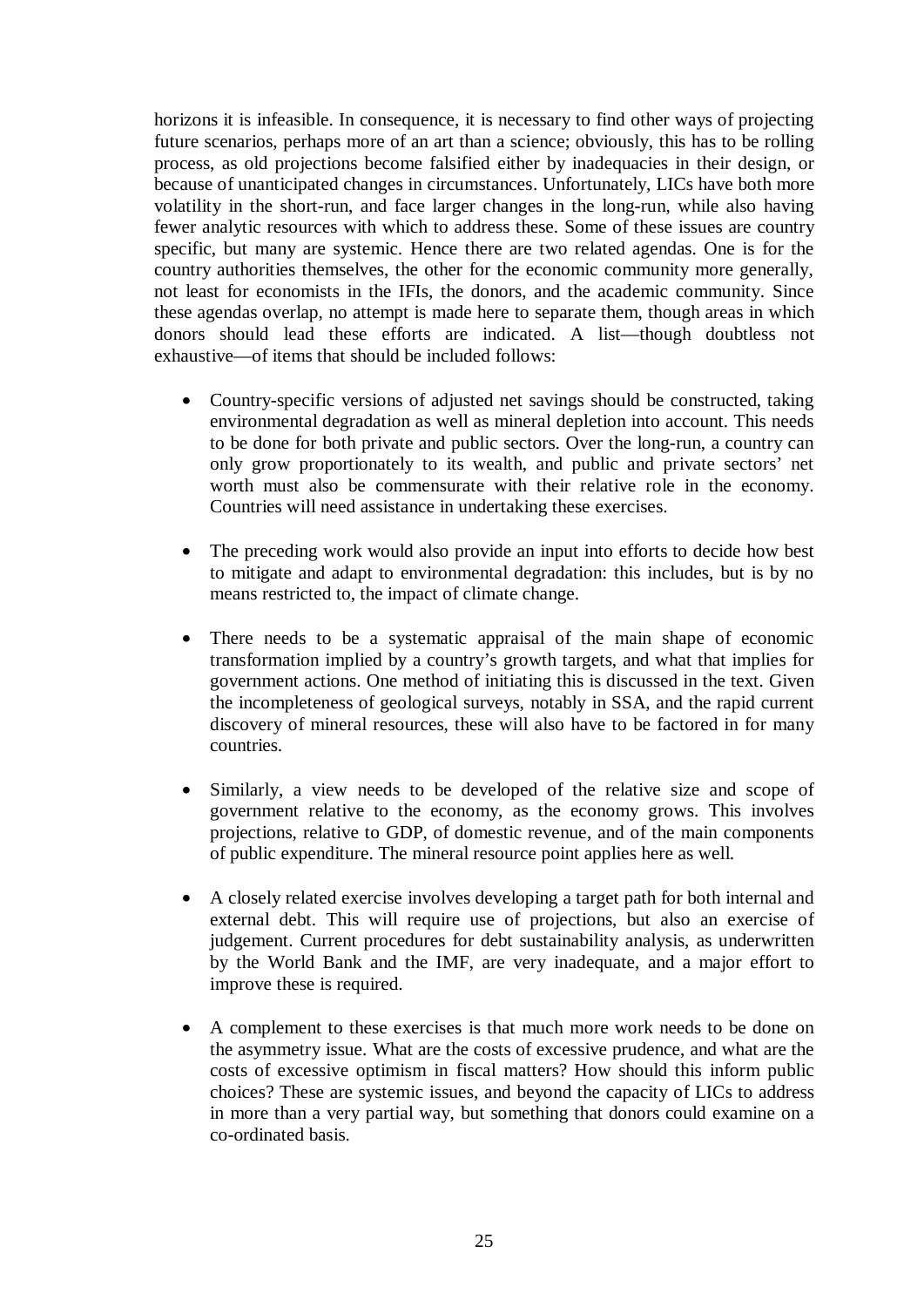horizons it is infeasible. In consequence, it is necessary to find other ways of projecting future scenarios, perhaps more of an art than a science; obviously, this has to be rolling process, as old projections become falsified either by inadequacies in their design, or because of unanticipated changes in circumstances. Unfortunately, LICs have both more volatility in the short-run, and face larger changes in the long-run, while also having fewer analytic resources with which to address these. Some of these issues are country specific, but many are systemic. Hence there are two related agendas. One is for the country authorities themselves, the other for the economic community more generally, not least for economists in the IFIs, the donors, and the academic community. Since these agendas overlap, no attempt is made here to separate them, though areas in which donors should lead these efforts are indicated. A list—though doubtless not exhaustive—of items that should be included follows:

- Country-specific versions of adjusted net savings should be constructed, taking environmental degradation as well as mineral depletion into account. This needs to be done for both private and public sectors. Over the long-run, a country can only grow proportionately to its wealth, and public and private sectors' net worth must also be commensurate with their relative role in the economy. Countries will need assistance in undertaking these exercises.

- The preceding work would also provide an input into efforts to decide how best to mitigate and adapt to environmental degradation: this includes, but is by no means restricted to, the impact of climate change.

- There needs to be a systematic appraisal of the main shape of economic transformation implied by a country's growth targets, and what that implies for government actions. One method of initiating this is discussed in the text. Given the incompleteness of geological surveys, notably in SSA, and the rapid current discovery of mineral resources, these will also have to be factored in for many countries.

- Similarly, a view needs to be developed of the relative size and scope of government relative to the economy, as the economy grows. This involves projections, relative to GDP, of domestic revenue, and of the main components of public expenditure. The mineral resource point applies here as well.

- A closely related exercise involves developing a target path for both internal and external debt. This will require use of projections, but also an exercise of judgement. Current procedures for debt sustainability analysis, as underwritten by the World Bank and the IMF, are very inadequate, and a major effort to improve these is required.

- A complement to these exercises is that much more work needs to be done on the asymmetry issue. What are the costs of excessive prudence, and what are the costs of excessive optimism in fiscal matters? How should this inform public choices? These are systemic issues, and beyond the capacity of LICs to address in more than a very partial way, but something that donors could examine on a co-ordinated basis.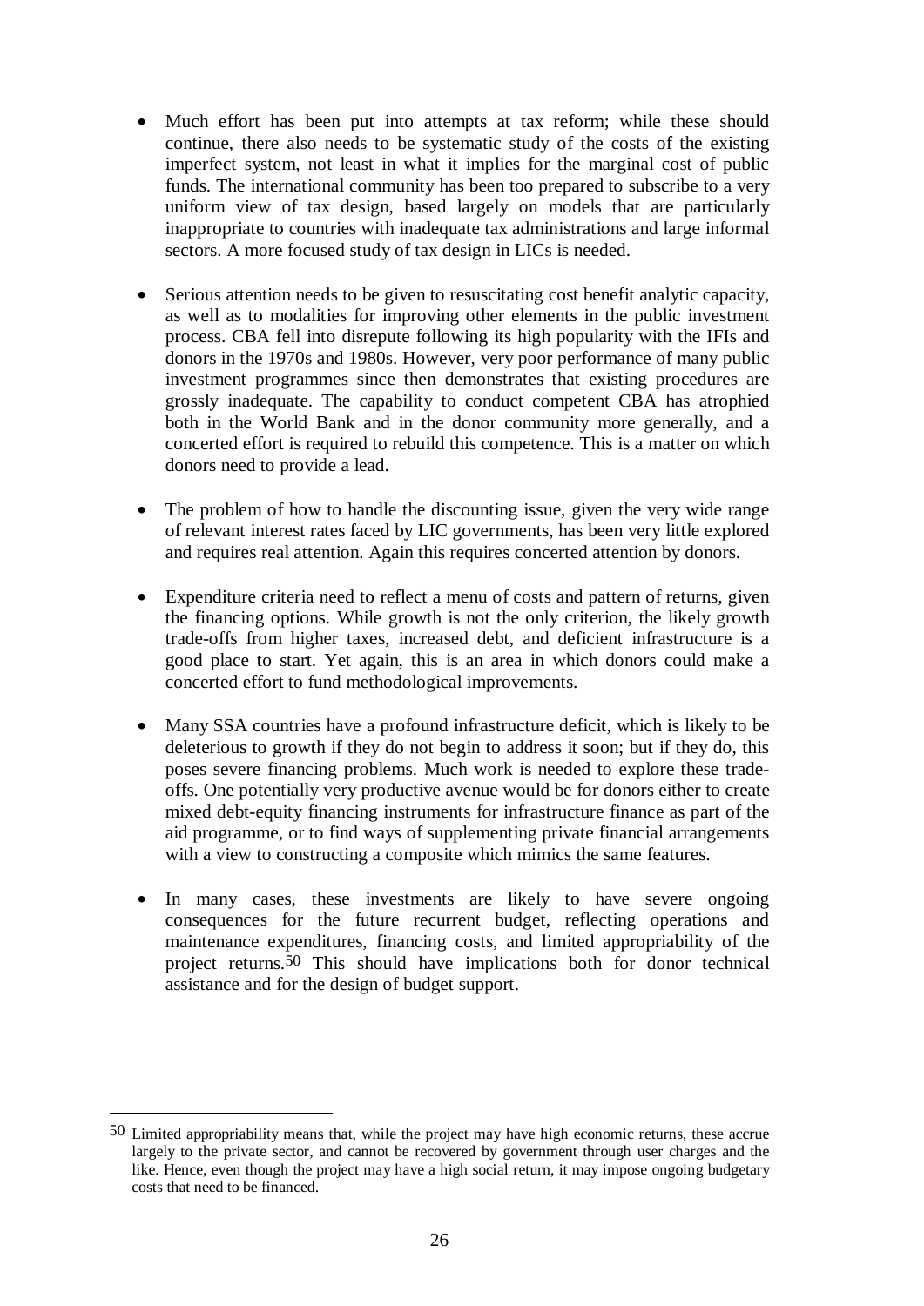- Much effort has been put into attempts at tax reform; while these should continue, there also needs to be systematic study of the costs of the existing imperfect system, not least in what it implies for the marginal cost of public funds. The international community has been too prepared to subscribe to a very uniform view of tax design, based largely on models that are particularly inappropriate to countries with inadequate tax administrations and large informal sectors. A more focused study of tax design in LICs is needed.

- Serious attention needs to be given to resuscitating cost benefit analytic capacity, as well as to modalities for improving other elements in the public investment process. CBA fell into disrepute following its high popularity with the IFIs and donors in the 1970s and 1980s. However, very poor performance of many public investment programmes since then demonstrates that existing procedures are grossly inadequate. The capability to conduct competent CBA has atrophied both in the World Bank and in the donor community more generally, and a concerted effort is required to rebuild this competence. This is a matter on which donors need to provide a lead.

- The problem of how to handle the discounting issue, given the very wide range of relevant interest rates faced by LIC governments, has been very little explored and requires real attention. Again this requires concerted attention by donors.

- Expenditure criteria need to reflect a menu of costs and pattern of returns, given the financing options. While growth is not the only criterion, the likely growth trade-offs from higher taxes, increased debt, and deficient infrastructure is a good place to start. Yet again, this is an area in which donors could make a concerted effort to fund methodological improvements.

- Many SSA countries have a profound infrastructure deficit, which is likely to be deleterious to growth if they do not begin to address it soon; but if they do, this poses severe financing problems. Much work is needed to explore these trade-offs. One potentially very productive avenue would be for donors either to create mixed debt-equity financing instruments for infrastructure finance as part of the aid programme, or to find ways of supplementing private financial arrangements with a view to constructing a composite which mimics the same features.

- In many cases, these investments are likely to have severe ongoing consequences for the future recurrent budget, reflecting operations and maintenance expenditures, financing costs, and limited appropriability of the project returns.[50] This should have implications both for donor technical assistance and for the design of budget support.

---

[50] Limited appropriability means that, while the project may have high economic returns, these accrue largely to the private sector, and cannot be recovered by government through user charges and the like. Hence, even though the project may have a high social return, it may impose ongoing budgetary costs that need to be financed.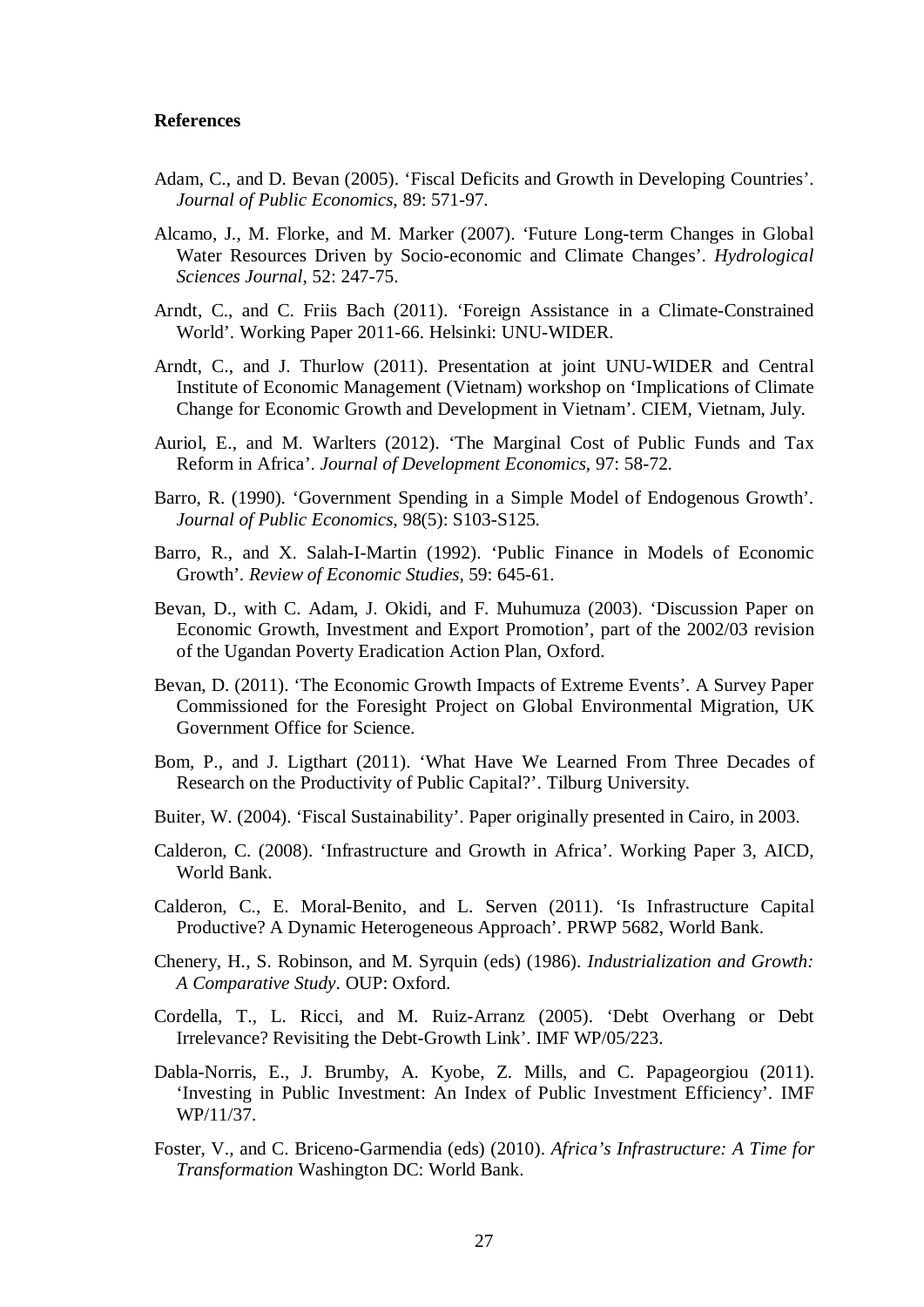**References**

Adam, C., and D. Bevan (2005). 'Fiscal Deficits and Growth in Developing Countries'. *Journal of Public Economics*, 89: 571-97.

Alcamo, J., M. Florke, and M. Marker (2007). 'Future Long-term Changes in Global Water Resources Driven by Socio-economic and Climate Changes'. *Hydrological Sciences Journal*, 52: 247-75.

Arndt, C., and C. Friis Bach (2011). 'Foreign Assistance in a Climate-Constrained World'. Working Paper 2011-66. Helsinki: UNU-WIDER.

Arndt, C., and J. Thurlow (2011). Presentation at joint UNU-WIDER and Central Institute of Economic Management (Vietnam) workshop on 'Implications of Climate Change for Economic Growth and Development in Vietnam'. CIEM, Vietnam, July.

Auriol, E., and M. Warlters (2012). 'The Marginal Cost of Public Funds and Tax Reform in Africa'. *Journal of Development Economics*, 97: 58-72.

Barro, R. (1990). 'Government Spending in a Simple Model of Endogenous Growth'. *Journal of Public Economics*, 98(5): S103-S125.

Barro, R., and X. Salah-I-Martin (1992). 'Public Finance in Models of Economic Growth'. *Review of Economic Studies*, 59: 645-61.

Bevan, D., with C. Adam, J. Okidi, and F. Muhumuza (2003). 'Discussion Paper on Economic Growth, Investment and Export Promotion', part of the 2002/03 revision of the Ugandan Poverty Eradication Action Plan, Oxford.

Bevan, D. (2011). 'The Economic Growth Impacts of Extreme Events'. A Survey Paper Commissioned for the Foresight Project on Global Environmental Migration, UK Government Office for Science.

Bom, P., and J. Ligthart (2011). 'What Have We Learned From Three Decades of Research on the Productivity of Public Capital?'. Tilburg University.

Buiter, W. (2004). 'Fiscal Sustainability'. Paper originally presented in Cairo, in 2003.

Calderon, C. (2008). 'Infrastructure and Growth in Africa'. Working Paper 3, AICD, World Bank.

Calderon, C., E. Moral-Benito, and L. Serven (2011). 'Is Infrastructure Capital Productive? A Dynamic Heterogeneous Approach'. PRWP 5682, World Bank.

Chenery, H., S. Robinson, and M. Syrquin (eds) (1986). *Industrialization and Growth: A Comparative Study*. OUP: Oxford.

Cordella, T., L. Ricci, and M. Ruiz-Arranz (2005). 'Debt Overhang or Debt Irrelevance? Revisiting the Debt-Growth Link'. IMF WP/05/223.

Dabla-Norris, E., J. Brumby, A. Kyobe, Z. Mills, and C. Papageorgiou (2011). 'Investing in Public Investment: An Index of Public Investment Efficiency'. IMF WP/11/37.

Foster, V., and C. Briceno-Garmendia (eds) (2010). *Africa's Infrastructure: A Time for Transformation* Washington DC: World Bank.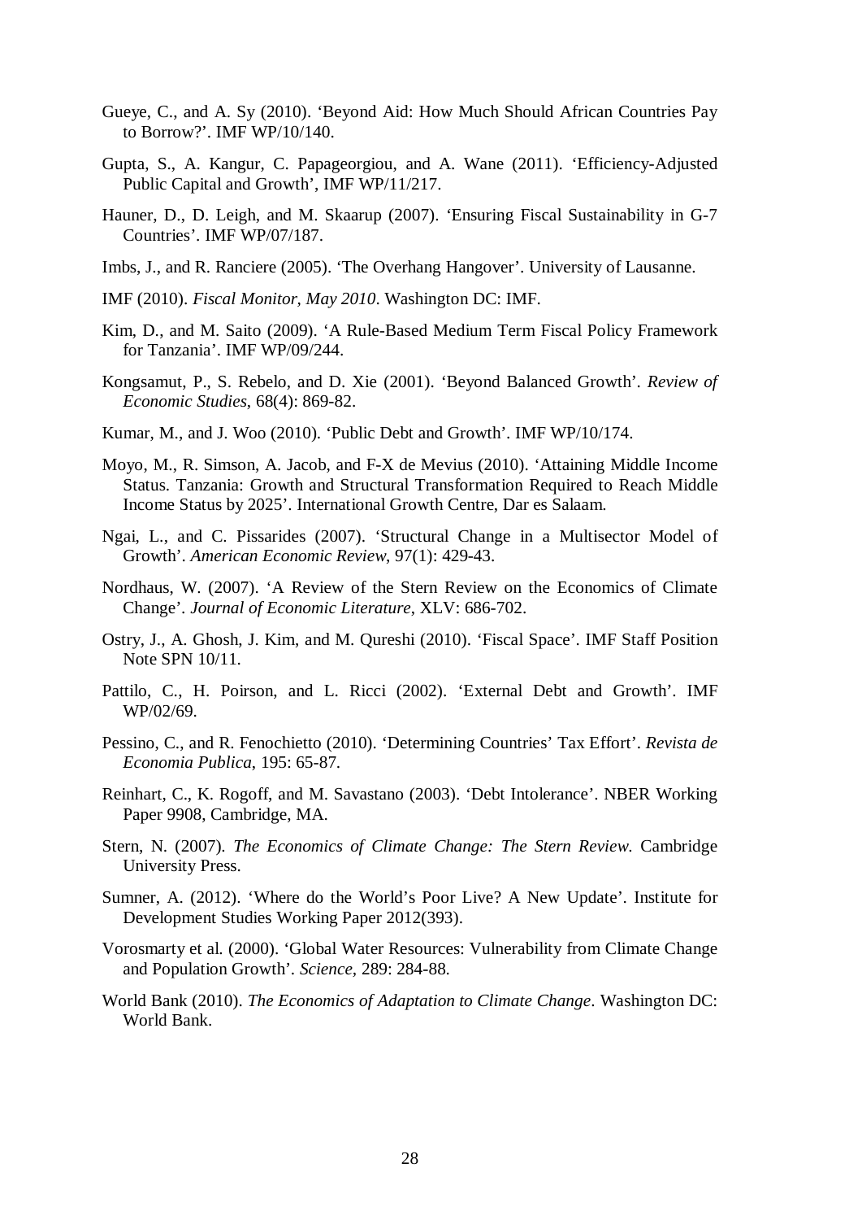Gueye, C., and A. Sy (2010). 'Beyond Aid: How Much Should African Countries Pay to Borrow?'. IMF WP/10/140.

Gupta, S., A. Kangur, C. Papageorgiou, and A. Wane (2011). 'Efficiency-Adjusted Public Capital and Growth', IMF WP/11/217.

Hauner, D., D. Leigh, and M. Skaarup (2007). 'Ensuring Fiscal Sustainability in G-7 Countries'. IMF WP/07/187.

Imbs, J., and R. Ranciere (2005). 'The Overhang Hangover'. University of Lausanne.

IMF (2010). *Fiscal Monitor, May 2010*. Washington DC: IMF.

Kim, D., and M. Saito (2009). 'A Rule-Based Medium Term Fiscal Policy Framework for Tanzania'. IMF WP/09/244.

Kongsamut, P., S. Rebelo, and D. Xie (2001). 'Beyond Balanced Growth'. *Review of Economic Studies*, 68(4): 869-82.

Kumar, M., and J. Woo (2010). 'Public Debt and Growth'. IMF WP/10/174.

Moyo, M., R. Simson, A. Jacob, and F-X de Mevius (2010). 'Attaining Middle Income Status. Tanzania: Growth and Structural Transformation Required to Reach Middle Income Status by 2025'. International Growth Centre, Dar es Salaam.

Ngai, L., and C. Pissarides (2007). 'Structural Change in a Multisector Model of Growth'. *American Economic Review*, 97(1): 429-43.

Nordhaus, W. (2007). 'A Review of the Stern Review on the Economics of Climate Change'. *Journal of Economic Literature*, XLV: 686-702.

Ostry, J., A. Ghosh, J. Kim, and M. Qureshi (2010). 'Fiscal Space'. IMF Staff Position Note SPN 10/11.

Pattilo, C., H. Poirson, and L. Ricci (2002). 'External Debt and Growth'. IMF WP/02/69.

Pessino, C., and R. Fenochietto (2010). 'Determining Countries' Tax Effort'. *Revista de Economia Publica*, 195: 65-87.

Reinhart, C., K. Rogoff, and M. Savastano (2003). 'Debt Intolerance'. NBER Working Paper 9908, Cambridge, MA.

Stern, N. (2007). *The Economics of Climate Change: The Stern Review*. Cambridge University Press.

Sumner, A. (2012). 'Where do the World's Poor Live? A New Update'. Institute for Development Studies Working Paper 2012(393).

Vorosmarty et al. (2000). 'Global Water Resources: Vulnerability from Climate Change and Population Growth'. *Science*, 289: 284-88.

World Bank (2010). *The Economics of Adaptation to Climate Change*. Washington DC: World Bank.